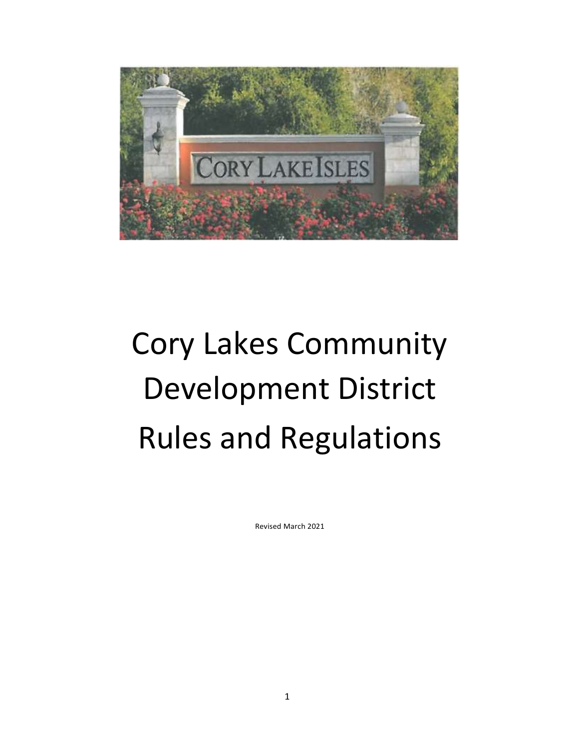# Cory Lakes Community Development District Rules and Regulations

Revised March 2021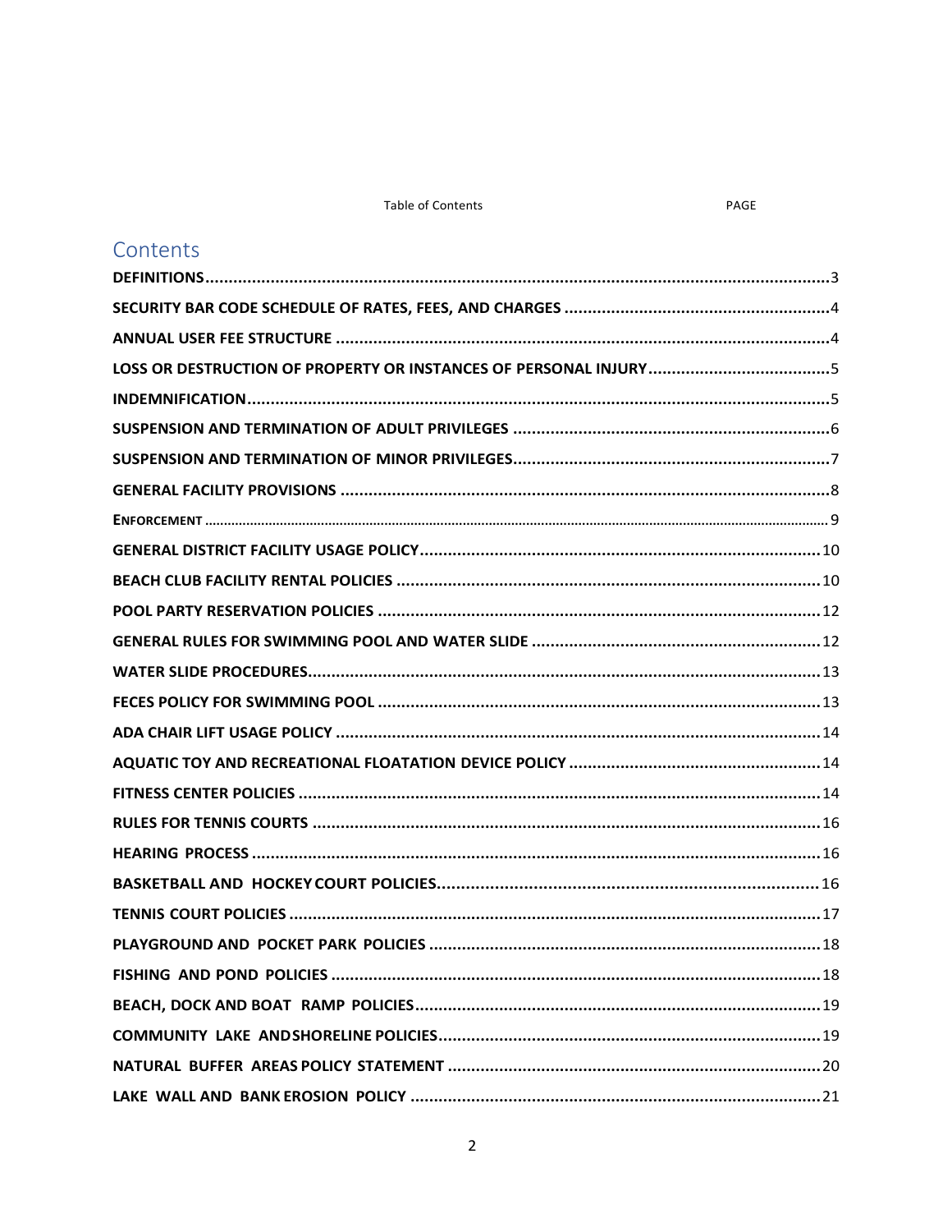Table of Contents PAGE

# Contents

| | |
|---|---|
| **DEFINITIONS** | 3 |
| **SECURITY BAR CODE SCHEDULE OF RATES, FEES, AND CHARGES** | 4 |
| **ANNUAL USER FEE STRUCTURE** | 4 |
| **LOSS OR DESTRUCTION OF PROPERTY OR INSTANCES OF PERSONAL INJURY** | 5 |
| **INDEMNIFICATION** | 5 |
| **SUSPENSION AND TERMINATION OF ADULT PRIVILEGES** | 6 |
| **SUSPENSION AND TERMINATION OF MINOR PRIVILEGES** | 7 |
| **GENERAL FACILITY PROVISIONS** | 8 |
| **ENFORCEMENT** | 9 |
| **GENERAL DISTRICT FACILITY USAGE POLICY** | 10 |
| **BEACH CLUB FACILITY RENTAL POLICIES** | 10 |
| **POOL PARTY RESERVATION POLICIES** | 12 |
| **GENERAL RULES FOR SWIMMING POOL AND WATER SLIDE** | 12 |
| **WATER SLIDE PROCEDURES** | 13 |
| **FECES POLICY FOR SWIMMING POOL** | 13 |
| **ADA CHAIR LIFT USAGE POLICY** | 14 |
| **AQUATIC TOY AND RECREATIONAL FLOATATION DEVICE POLICY** | 14 |
| **FITNESS CENTER POLICIES** | 14 |
| **RULES FOR TENNIS COURTS** | 16 |
| **HEARING PROCESS** | 16 |
| **BASKETBALL AND HOCKEY COURT POLICIES** | 16 |
| **TENNIS COURT POLICIES** | 17 |
| **PLAYGROUND AND POCKET PARK POLICIES** | 18 |
| **FISHING AND POND POLICIES** | 18 |
| **BEACH, DOCK AND BOAT RAMP POLICIES** | 19 |
| **COMMUNITY LAKE AND SHORELINE POLICIES** | 19 |
| **NATURAL BUFFER AREAS POLICY STATEMENT** | 20 |
| **LAKE WALL AND BANK EROSION POLICY** | 21 |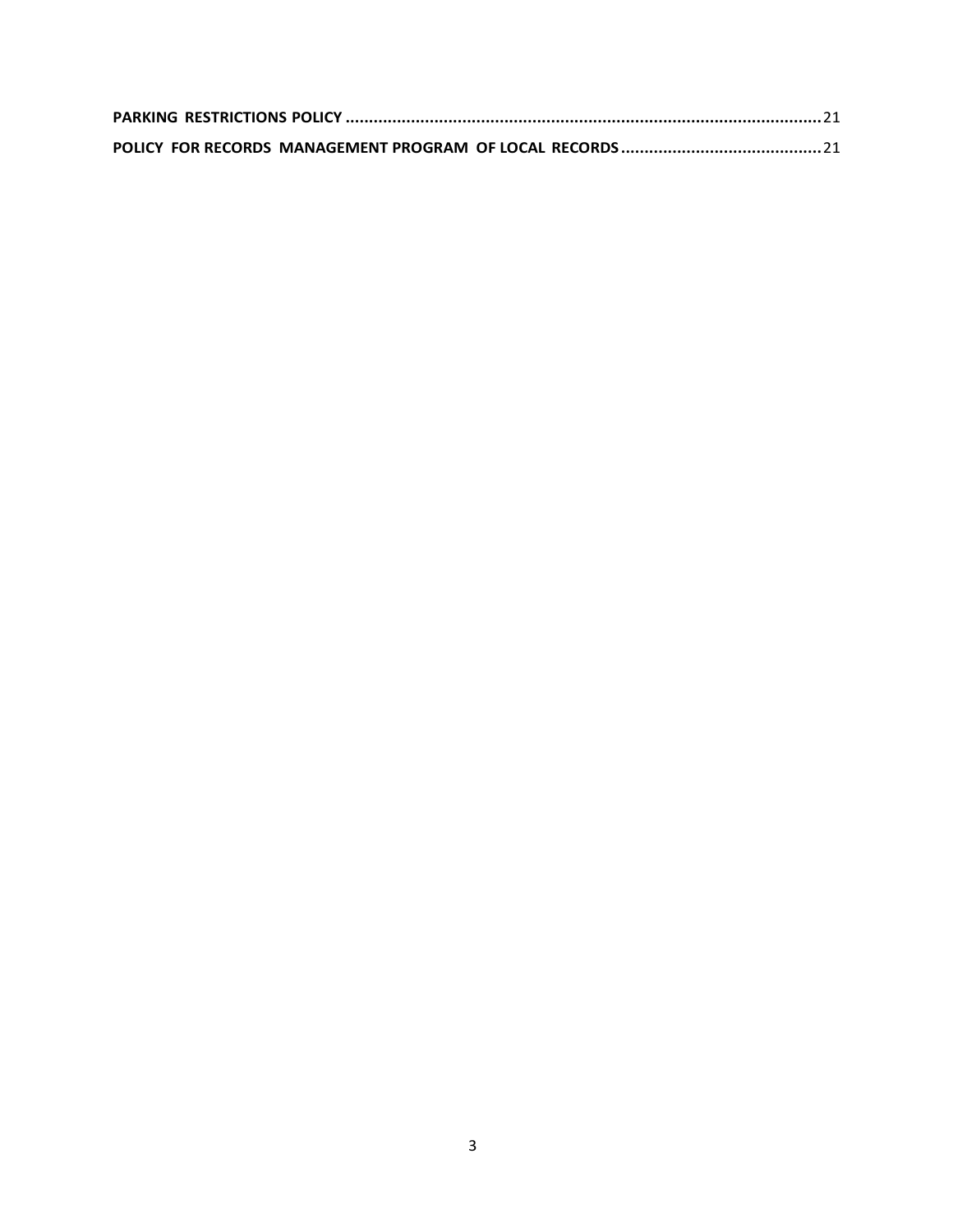**PARKING RESTRICTIONS POLICY** .................................................................................................... 21

**POLICY FOR RECORDS MANAGEMENT PROGRAM OF LOCAL RECORDS** .......................................... 21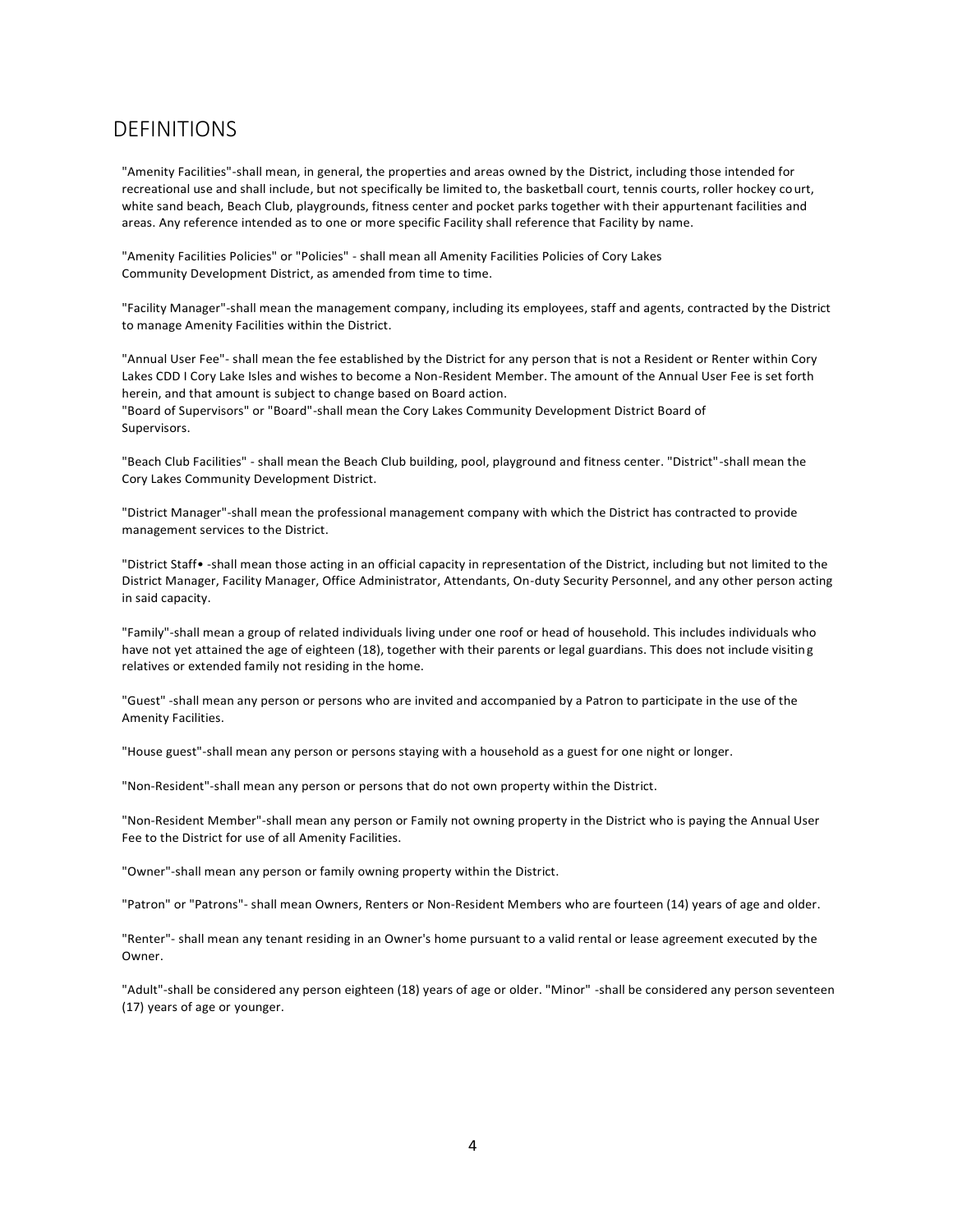## DEFINITIONS

"Amenity Facilities"-shall mean, in general, the properties and areas owned by the District, including those intended for recreational use and shall include, but not specifically be limited to, the basketball court, tennis courts, roller hockey court, white sand beach, Beach Club, playgrounds, fitness center and pocket parks together with their appurtenant facilities and areas. Any reference intended as to one or more specific Facility shall reference that Facility by name.

"Amenity Facilities Policies" or "Policies" - shall mean all Amenity Facilities Policies of Cory Lakes Community Development District, as amended from time to time.

"Facility Manager"-shall mean the management company, including its employees, staff and agents, contracted by the District to manage Amenity Facilities within the District.

"Annual User Fee"- shall mean the fee established by the District for any person that is not a Resident or Renter within Cory Lakes CDD I Cory Lake Isles and wishes to become a Non-Resident Member. The amount of the Annual User Fee is set forth herein, and that amount is subject to change based on Board action.
"Board of Supervisors" or "Board"-shall mean the Cory Lakes Community Development District Board of Supervisors.

"Beach Club Facilities" - shall mean the Beach Club building, pool, playground and fitness center. "District"-shall mean the Cory Lakes Community Development District.

"District Manager"-shall mean the professional management company with which the District has contracted to provide management services to the District.

"District Staff• -shall mean those acting in an official capacity in representation of the District, including but not limited to the District Manager, Facility Manager, Office Administrator, Attendants, On-duty Security Personnel, and any other person acting in said capacity.

"Family"-shall mean a group of related individuals living under one roof or head of household. This includes individuals who have not yet attained the age of eighteen (18), together with their parents or legal guardians. This does not include visiting relatives or extended family not residing in the home.

"Guest" -shall mean any person or persons who are invited and accompanied by a Patron to participate in the use of the Amenity Facilities.

"House guest"-shall mean any person or persons staying with a household as a guest for one night or longer.

"Non-Resident"-shall mean any person or persons that do not own property within the District.

"Non-Resident Member"-shall mean any person or Family not owning property in the District who is paying the Annual User Fee to the District for use of all Amenity Facilities.

"Owner"-shall mean any person or family owning property within the District.

"Patron" or "Patrons"- shall mean Owners, Renters or Non-Resident Members who are fourteen (14) years of age and older.

"Renter"- shall mean any tenant residing in an Owner's home pursuant to a valid rental or lease agreement executed by the Owner.

"Adult"-shall be considered any person eighteen (18) years of age or older. "Minor" -shall be considered any person seventeen (17) years of age or younger.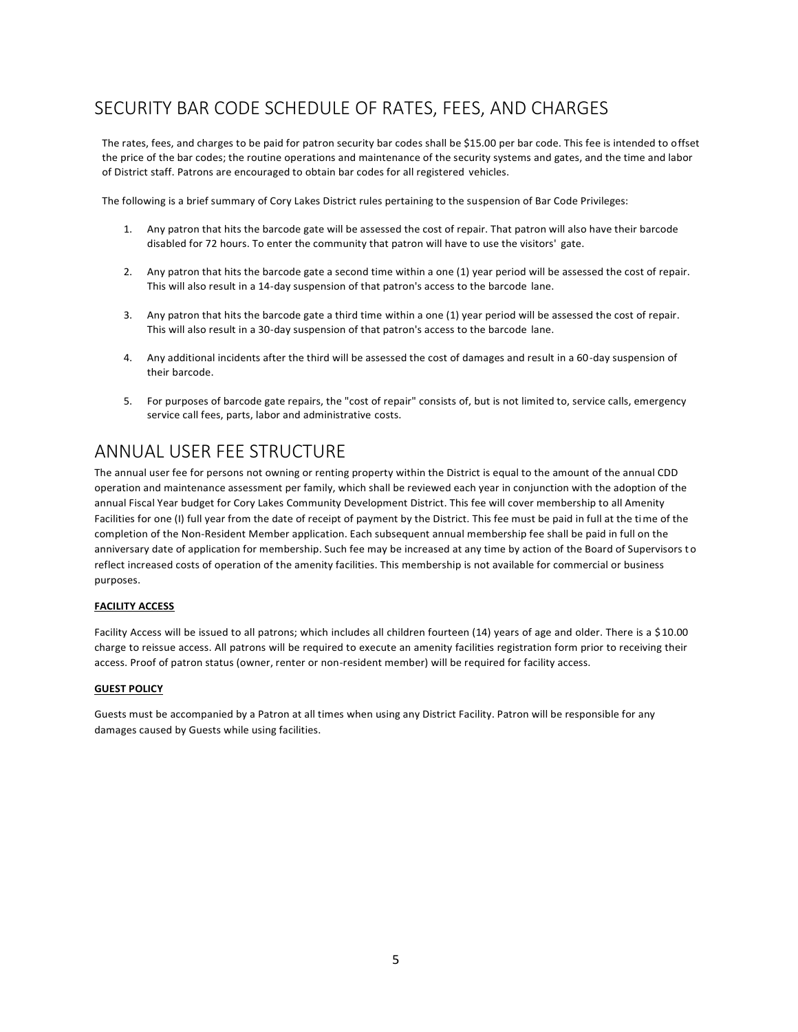## SECURITY BAR CODE SCHEDULE OF RATES, FEES, AND CHARGES

The rates, fees, and charges to be paid for patron security bar codes shall be $15.00 per bar code. This fee is intended to offset the price of the bar codes; the routine operations and maintenance of the security systems and gates, and the time and labor of District staff. Patrons are encouraged to obtain bar codes for all registered vehicles.

The following is a brief summary of Cory Lakes District rules pertaining to the suspension of Bar Code Privileges:

1. Any patron that hits the barcode gate will be assessed the cost of repair. That patron will also have their barcode disabled for 72 hours. To enter the community that patron will have to use the visitors' gate.

2. Any patron that hits the barcode gate a second time within a one (1) year period will be assessed the cost of repair. This will also result in a 14-day suspension of that patron's access to the barcode lane.

3. Any patron that hits the barcode gate a third time within a one (1) year period will be assessed the cost of repair. This will also result in a 30-day suspension of that patron's access to the barcode lane.

4. Any additional incidents after the third will be assessed the cost of damages and result in a 60-day suspension of their barcode.

5. For purposes of barcode gate repairs, the "cost of repair" consists of, but is not limited to, service calls, emergency service call fees, parts, labor and administrative costs.

## ANNUAL USER FEE STRUCTURE

The annual user fee for persons not owning or renting property within the District is equal to the amount of the annual CDD operation and maintenance assessment per family, which shall be reviewed each year in conjunction with the adoption of the annual Fiscal Year budget for Cory Lakes Community Development District. This fee will cover membership to all Amenity Facilities for one (I) full year from the date of receipt of payment by the District. This fee must be paid in full at the time of the completion of the Non-Resident Member application. Each subsequent annual membership fee shall be paid in full on the anniversary date of application for membership. Such fee may be increased at any time by action of the Board of Supervisors to reflect increased costs of operation of the amenity facilities. This membership is not available for commercial or business purposes.

**FACILITY ACCESS**

Facility Access will be issued to all patrons; which includes all children fourteen (14) years of age and older. There is a $10.00 charge to reissue access. All patrons will be required to execute an amenity facilities registration form prior to receiving their access. Proof of patron status (owner, renter or non-resident member) will be required for facility access.

**GUEST POLICY**

Guests must be accompanied by a Patron at all times when using any District Facility. Patron will be responsible for any damages caused by Guests while using facilities.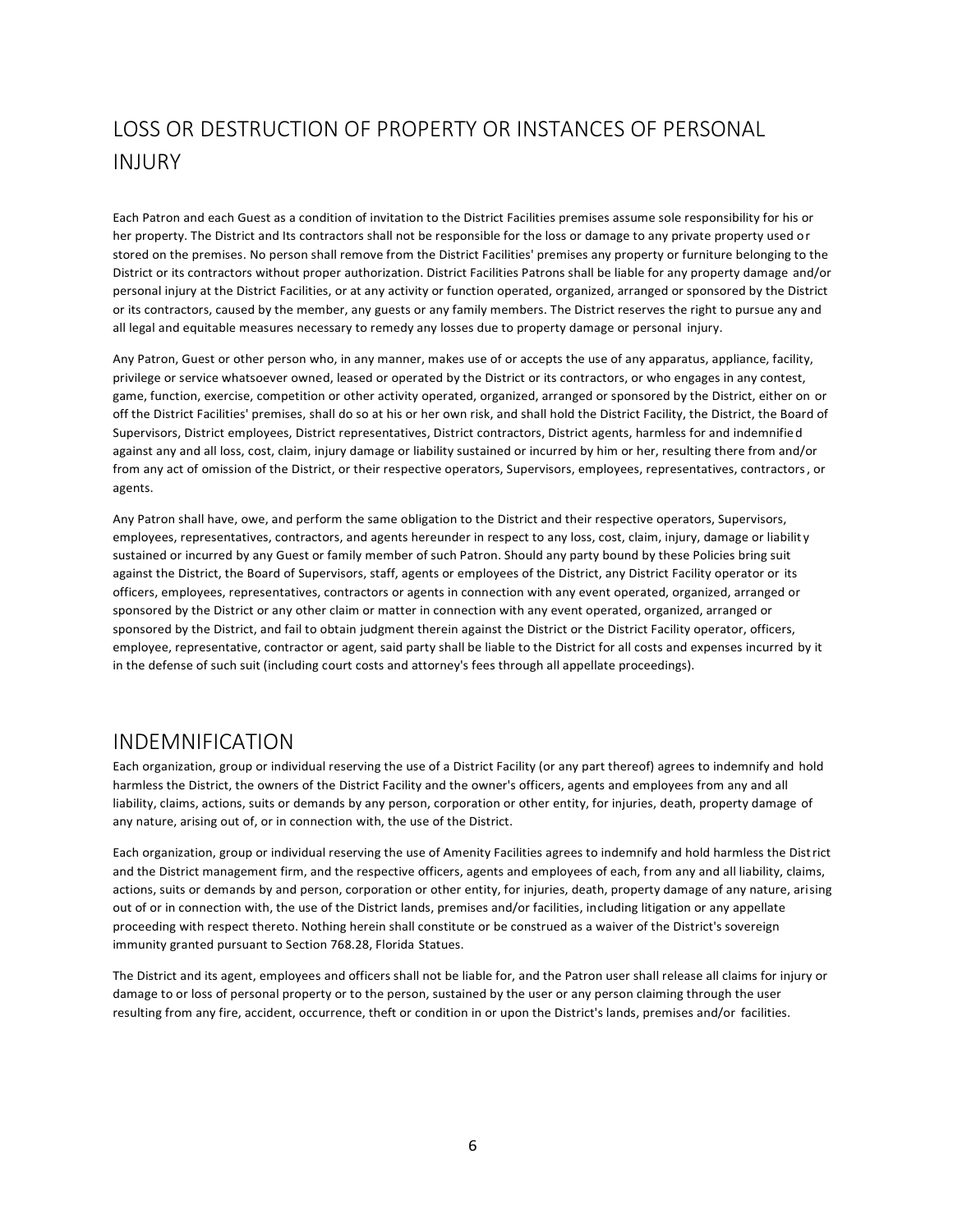## LOSS OR DESTRUCTION OF PROPERTY OR INSTANCES OF PERSONAL INJURY

Each Patron and each Guest as a condition of invitation to the District Facilities premises assume sole responsibility for his or her property. The District and Its contractors shall not be responsible for the loss or damage to any private property used or stored on the premises. No person shall remove from the District Facilities' premises any property or furniture belonging to the District or its contractors without proper authorization. District Facilities Patrons shall be liable for any property damage and/or personal injury at the District Facilities, or at any activity or function operated, organized, arranged or sponsored by the District or its contractors, caused by the member, any guests or any family members. The District reserves the right to pursue any and all legal and equitable measures necessary to remedy any losses due to property damage or personal injury.

Any Patron, Guest or other person who, in any manner, makes use of or accepts the use of any apparatus, appliance, facility, privilege or service whatsoever owned, leased or operated by the District or its contractors, or who engages in any contest, game, function, exercise, competition or other activity operated, organized, arranged or sponsored by the District, either on or off the District Facilities' premises, shall do so at his or her own risk, and shall hold the District Facility, the District, the Board of Supervisors, District employees, District representatives, District contractors, District agents, harmless for and indemnified against any and all loss, cost, claim, injury damage or liability sustained or incurred by him or her, resulting there from and/or from any act of omission of the District, or their respective operators, Supervisors, employees, representatives, contractors, or agents.

Any Patron shall have, owe, and perform the same obligation to the District and their respective operators, Supervisors, employees, representatives, contractors, and agents hereunder in respect to any loss, cost, claim, injury, damage or liability sustained or incurred by any Guest or family member of such Patron. Should any party bound by these Policies bring suit against the District, the Board of Supervisors, staff, agents or employees of the District, any District Facility operator or its officers, employees, representatives, contractors or agents in connection with any event operated, organized, arranged or sponsored by the District or any other claim or matter in connection with any event operated, organized, arranged or sponsored by the District, and fail to obtain judgment therein against the District or the District Facility operator, officers, employee, representative, contractor or agent, said party shall be liable to the District for all costs and expenses incurred by it in the defense of such suit (including court costs and attorney's fees through all appellate proceedings).

## INDEMNIFICATION

Each organization, group or individual reserving the use of a District Facility (or any part thereof) agrees to indemnify and hold harmless the District, the owners of the District Facility and the owner's officers, agents and employees from any and all liability, claims, actions, suits or demands by any person, corporation or other entity, for injuries, death, property damage of any nature, arising out of, or in connection with, the use of the District.

Each organization, group or individual reserving the use of Amenity Facilities agrees to indemnify and hold harmless the District and the District management firm, and the respective officers, agents and employees of each, from any and all liability, claims, actions, suits or demands by and person, corporation or other entity, for injuries, death, property damage of any nature, arising out of or in connection with, the use of the District lands, premises and/or facilities, including litigation or any appellate proceeding with respect thereto. Nothing herein shall constitute or be construed as a waiver of the District's sovereign immunity granted pursuant to Section 768.28, Florida Statues.

The District and its agent, employees and officers shall not be liable for, and the Patron user shall release all claims for injury or damage to or loss of personal property or to the person, sustained by the user or any person claiming through the user resulting from any fire, accident, occurrence, theft or condition in or upon the District's lands, premises and/or facilities.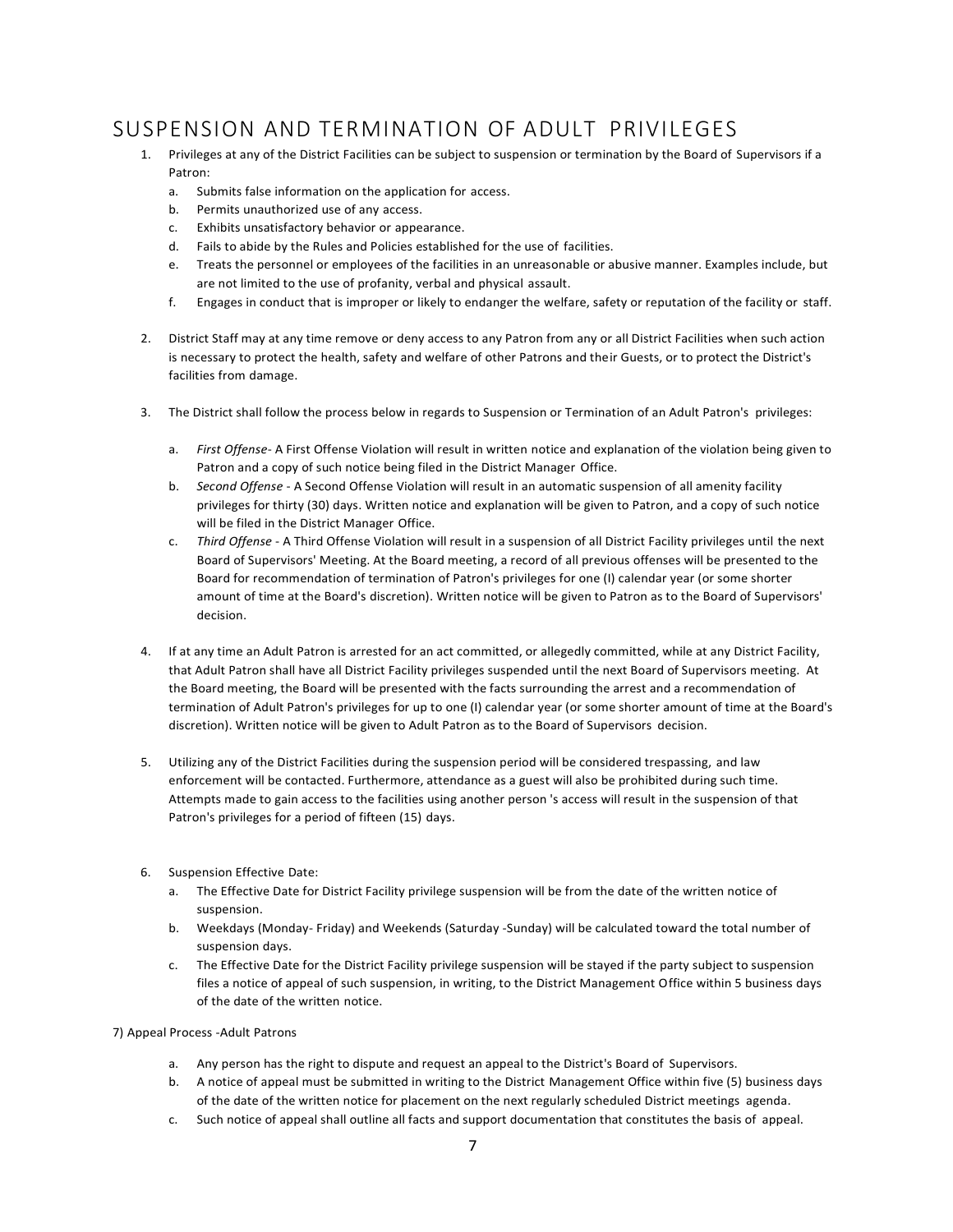## SUSPENSION AND TERMINATION OF ADULT PRIVILEGES

1. Privileges at any of the District Facilities can be subject to suspension or termination by the Board of Supervisors if a Patron:
   a. Submits false information on the application for access.
   b. Permits unauthorized use of any access.
   c. Exhibits unsatisfactory behavior or appearance.
   d. Fails to abide by the Rules and Policies established for the use of facilities.
   e. Treats the personnel or employees of the facilities in an unreasonable or abusive manner. Examples include, but are not limited to the use of profanity, verbal and physical assault.
   f. Engages in conduct that is improper or likely to endanger the welfare, safety or reputation of the facility or staff.

2. District Staff may at any time remove or deny access to any Patron from any or all District Facilities when such action is necessary to protect the health, safety and welfare of other Patrons and their Guests, or to protect the District's facilities from damage.

3. The District shall follow the process below in regards to Suspension or Termination of an Adult Patron's privileges:

   a. *First Offense*- A First Offense Violation will result in written notice and explanation of the violation being given to Patron and a copy of such notice being filed in the District Manager Office.
   b. *Second Offense* - A Second Offense Violation will result in an automatic suspension of all amenity facility privileges for thirty (30) days. Written notice and explanation will be given to Patron, and a copy of such notice will be filed in the District Manager Office.
   c. *Third Offense* - A Third Offense Violation will result in a suspension of all District Facility privileges until the next Board of Supervisors' Meeting. At the Board meeting, a record of all previous offenses will be presented to the Board for recommendation of termination of Patron's privileges for one (I) calendar year (or some shorter amount of time at the Board's discretion). Written notice will be given to Patron as to the Board of Supervisors' decision.

4. If at any time an Adult Patron is arrested for an act committed, or allegedly committed, while at any District Facility, that Adult Patron shall have all District Facility privileges suspended until the next Board of Supervisors meeting. At the Board meeting, the Board will be presented with the facts surrounding the arrest and a recommendation of termination of Adult Patron's privileges for up to one (I) calendar year (or some shorter amount of time at the Board's discretion). Written notice will be given to Adult Patron as to the Board of Supervisors decision.

5. Utilizing any of the District Facilities during the suspension period will be considered trespassing, and law enforcement will be contacted. Furthermore, attendance as a guest will also be prohibited during such time. Attempts made to gain access to the facilities using another person 's access will result in the suspension of that Patron's privileges for a period of fifteen (15) days.

6. Suspension Effective Date:
   a. The Effective Date for District Facility privilege suspension will be from the date of the written notice of suspension.
   b. Weekdays (Monday- Friday) and Weekends (Saturday -Sunday) will be calculated toward the total number of suspension days.
   c. The Effective Date for the District Facility privilege suspension will be stayed if the party subject to suspension files a notice of appeal of such suspension, in writing, to the District Management Office within 5 business days of the date of the written notice.

7) Appeal Process -Adult Patrons

   a. Any person has the right to dispute and request an appeal to the District's Board of Supervisors.
   b. A notice of appeal must be submitted in writing to the District Management Office within five (5) business days of the date of the written notice for placement on the next regularly scheduled District meetings agenda.
   c. Such notice of appeal shall outline all facts and support documentation that constitutes the basis of appeal.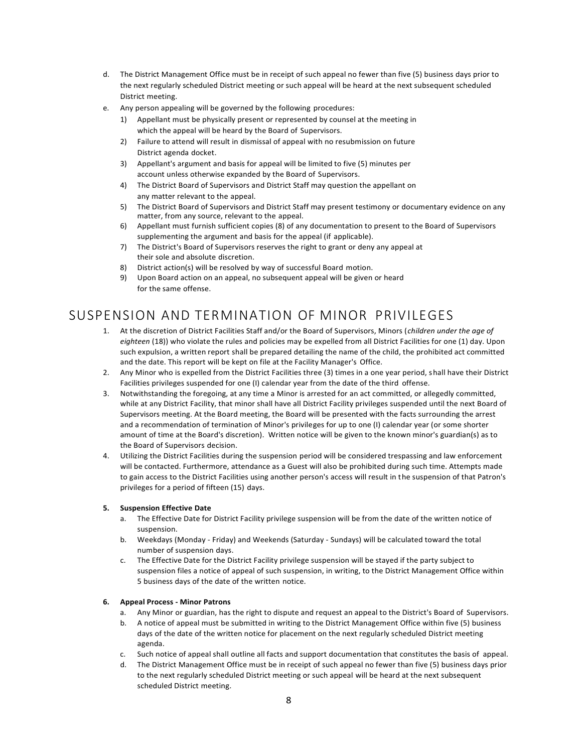d. The District Management Office must be in receipt of such appeal no fewer than five (5) business days prior to the next regularly scheduled District meeting or such appeal will be heard at the next subsequent scheduled District meeting.

e. Any person appealing will be governed by the following procedures:
   1) Appellant must be physically present or represented by counsel at the meeting in which the appeal will be heard by the Board of Supervisors.
   2) Failure to attend will result in dismissal of appeal with no resubmission on future District agenda docket.
   3) Appellant's argument and basis for appeal will be limited to five (5) minutes per account unless otherwise expanded by the Board of Supervisors.
   4) The District Board of Supervisors and District Staff may question the appellant on any matter relevant to the appeal.
   5) The District Board of Supervisors and District Staff may present testimony or documentary evidence on any matter, from any source, relevant to the appeal.
   6) Appellant must furnish sufficient copies (8) of any documentation to present to the Board of Supervisors supplementing the argument and basis for the appeal (if applicable).
   7) The District's Board of Supervisors reserves the right to grant or deny any appeal at their sole and absolute discretion.
   8) District action(s) will be resolved by way of successful Board motion.
   9) Upon Board action on an appeal, no subsequent appeal will be given or heard for the same offense.

# SUSPENSION AND TERMINATION OF MINOR PRIVILEGES

1. At the discretion of District Facilities Staff and/or the Board of Supervisors, Minors (*children under the age of eighteen* (18)) who violate the rules and policies may be expelled from all District Facilities for one (1) day. Upon such expulsion, a written report shall be prepared detailing the name of the child, the prohibited act committed and the date. This report will be kept on file at the Facility Manager's Office.
2. Any Minor who is expelled from the District Facilities three (3) times in a one year period, shall have their District Facilities privileges suspended for one (I) calendar year from the date of the third offense.
3. Notwithstanding the foregoing, at any time a Minor is arrested for an act committed, or allegedly committed, while at any District Facility, that minor shall have all District Facility privileges suspended until the next Board of Supervisors meeting. At the Board meeting, the Board will be presented with the facts surrounding the arrest and a recommendation of termination of Minor's privileges for up to one (I) calendar year (or some shorter amount of time at the Board's discretion). Written notice will be given to the known minor's guardian(s) as to the Board of Supervisors decision.
4. Utilizing the District Facilities during the suspension period will be considered trespassing and law enforcement will be contacted. Furthermore, attendance as a Guest will also be prohibited during such time. Attempts made to gain access to the District Facilities using another person's access will result in the suspension of that Patron's privileges for a period of fifteen (15) days.

**5. Suspension Effective Date**

a. The Effective Date for District Facility privilege suspension will be from the date of the written notice of suspension.

b. Weekdays (Monday - Friday) and Weekends (Saturday - Sundays) will be calculated toward the total number of suspension days.

c. The Effective Date for the District Facility privilege suspension will be stayed if the party subject to suspension files a notice of appeal of such suspension, in writing, to the District Management Office within 5 business days of the date of the written notice.

**6. Appeal Process - Minor Patrons**

a. Any Minor or guardian, has the right to dispute and request an appeal to the District's Board of Supervisors.

b. A notice of appeal must be submitted in writing to the District Management Office within five (5) business days of the date of the written notice for placement on the next regularly scheduled District meeting agenda.

c. Such notice of appeal shall outline all facts and support documentation that constitutes the basis of appeal.

d. The District Management Office must be in receipt of such appeal no fewer than five (5) business days prior to the next regularly scheduled District meeting or such appeal will be heard at the next subsequent scheduled District meeting.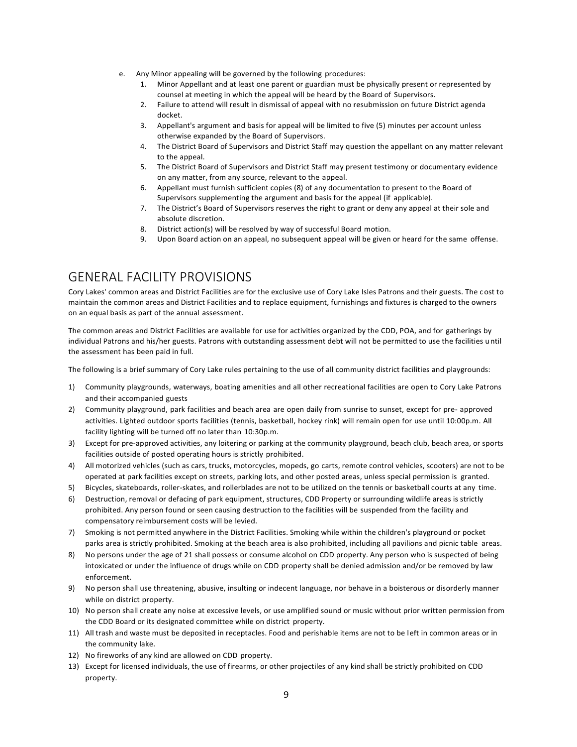e. Any Minor appealing will be governed by the following procedures:
   1. Minor Appellant and at least one parent or guardian must be physically present or represented by counsel at meeting in which the appeal will be heard by the Board of Supervisors.
   2. Failure to attend will result in dismissal of appeal with no resubmission on future District agenda docket.
   3. Appellant's argument and basis for appeal will be limited to five (5) minutes per account unless otherwise expanded by the Board of Supervisors.
   4. The District Board of Supervisors and District Staff may question the appellant on any matter relevant to the appeal.
   5. The District Board of Supervisors and District Staff may present testimony or documentary evidence on any matter, from any source, relevant to the appeal.
   6. Appellant must furnish sufficient copies (8) of any documentation to present to the Board of Supervisors supplementing the argument and basis for the appeal (if applicable).
   7. The District's Board of Supervisors reserves the right to grant or deny any appeal at their sole and absolute discretion.
   8. District action(s) will be resolved by way of successful Board motion.
   9. Upon Board action on an appeal, no subsequent appeal will be given or heard for the same offense.

# GENERAL FACILITY PROVISIONS

Cory Lakes' common areas and District Facilities are for the exclusive use of Cory Lake Isles Patrons and their guests. The cost to maintain the common areas and District Facilities and to replace equipment, furnishings and fixtures is charged to the owners on an equal basis as part of the annual assessment.

The common areas and District Facilities are available for use for activities organized by the CDD, POA, and for gatherings by individual Patrons and his/her guests. Patrons with outstanding assessment debt will not be permitted to use the facilities until the assessment has been paid in full.

The following is a brief summary of Cory Lake rules pertaining to the use of all community district facilities and playgrounds:

1) Community playgrounds, waterways, boating amenities and all other recreational facilities are open to Cory Lake Patrons and their accompanied guests
2) Community playground, park facilities and beach area are open daily from sunrise to sunset, except for pre- approved activities. Lighted outdoor sports facilities (tennis, basketball, hockey rink) will remain open for use until 10:00p.m. All facility lighting will be turned off no later than 10:30p.m.
3) Except for pre-approved activities, any loitering or parking at the community playground, beach club, beach area, or sports facilities outside of posted operating hours is strictly prohibited.
4) All motorized vehicles (such as cars, trucks, motorcycles, mopeds, go carts, remote control vehicles, scooters) are not to be operated at park facilities except on streets, parking lots, and other posted areas, unless special permission is granted.
5) Bicycles, skateboards, roller-skates, and rollerblades are not to be utilized on the tennis or basketball courts at any time.
6) Destruction, removal or defacing of park equipment, structures, CDD Property or surrounding wildlife areas is strictly prohibited. Any person found or seen causing destruction to the facilities will be suspended from the facility and compensatory reimbursement costs will be levied.
7) Smoking is not permitted anywhere in the District Facilities. Smoking while within the children's playground or pocket parks area is strictly prohibited. Smoking at the beach area is also prohibited, including all pavilions and picnic table areas.
8) No persons under the age of 21 shall possess or consume alcohol on CDD property. Any person who is suspected of being intoxicated or under the influence of drugs while on CDD property shall be denied admission and/or be removed by law enforcement.
9) No person shall use threatening, abusive, insulting or indecent language, nor behave in a boisterous or disorderly manner while on district property.
10) No person shall create any noise at excessive levels, or use amplified sound or music without prior written permission from the CDD Board or its designated committee while on district property.
11) All trash and waste must be deposited in receptacles. Food and perishable items are not to be left in common areas or in the community lake.
12) No fireworks of any kind are allowed on CDD property.
13) Except for licensed individuals, the use of firearms, or other projectiles of any kind shall be strictly prohibited on CDD property.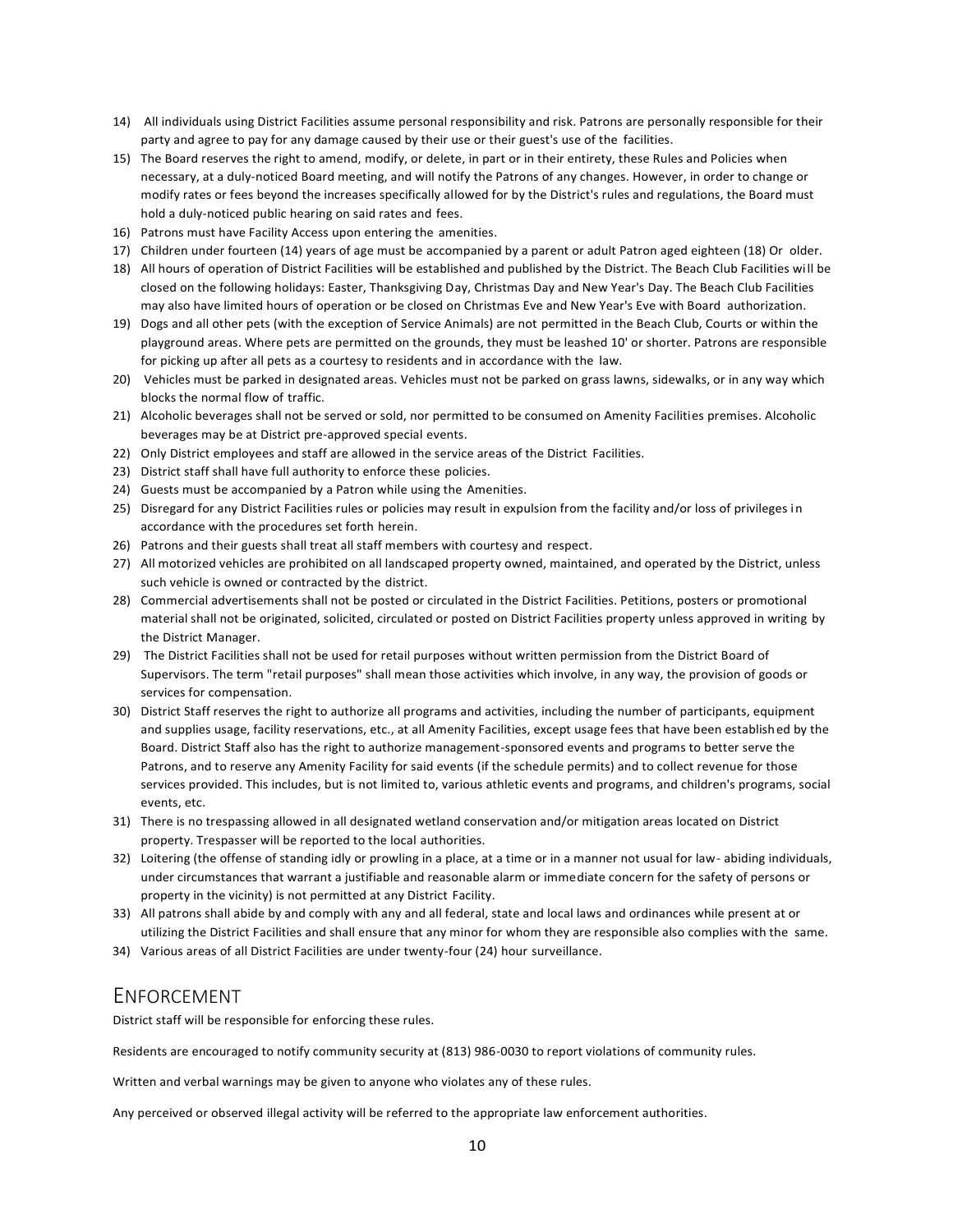14) All individuals using District Facilities assume personal responsibility and risk. Patrons are personally responsible for their party and agree to pay for any damage caused by their use or their guest's use of the facilities.
15) The Board reserves the right to amend, modify, or delete, in part or in their entirety, these Rules and Policies when necessary, at a duly-noticed Board meeting, and will notify the Patrons of any changes. However, in order to change or modify rates or fees beyond the increases specifically allowed for by the District's rules and regulations, the Board must hold a duly-noticed public hearing on said rates and fees.
16) Patrons must have Facility Access upon entering the amenities.
17) Children under fourteen (14) years of age must be accompanied by a parent or adult Patron aged eighteen (18) Or older.
18) All hours of operation of District Facilities will be established and published by the District. The Beach Club Facilities will be closed on the following holidays: Easter, Thanksgiving Day, Christmas Day and New Year's Day. The Beach Club Facilities may also have limited hours of operation or be closed on Christmas Eve and New Year's Eve with Board authorization.
19) Dogs and all other pets (with the exception of Service Animals) are not permitted in the Beach Club, Courts or within the playground areas. Where pets are permitted on the grounds, they must be leashed 10' or shorter. Patrons are responsible for picking up after all pets as a courtesy to residents and in accordance with the law.
20) Vehicles must be parked in designated areas. Vehicles must not be parked on grass lawns, sidewalks, or in any way which blocks the normal flow of traffic.
21) Alcoholic beverages shall not be served or sold, nor permitted to be consumed on Amenity Facilities premises. Alcoholic beverages may be at District pre-approved special events.
22) Only District employees and staff are allowed in the service areas of the District Facilities.
23) District staff shall have full authority to enforce these policies.
24) Guests must be accompanied by a Patron while using the Amenities.
25) Disregard for any District Facilities rules or policies may result in expulsion from the facility and/or loss of privileges in accordance with the procedures set forth herein.
26) Patrons and their guests shall treat all staff members with courtesy and respect.
27) All motorized vehicles are prohibited on all landscaped property owned, maintained, and operated by the District, unless such vehicle is owned or contracted by the district.
28) Commercial advertisements shall not be posted or circulated in the District Facilities. Petitions, posters or promotional material shall not be originated, solicited, circulated or posted on District Facilities property unless approved in writing by the District Manager.
29) The District Facilities shall not be used for retail purposes without written permission from the District Board of Supervisors. The term "retail purposes" shall mean those activities which involve, in any way, the provision of goods or services for compensation.
30) District Staff reserves the right to authorize all programs and activities, including the number of participants, equipment and supplies usage, facility reservations, etc., at all Amenity Facilities, except usage fees that have been established by the Board. District Staff also has the right to authorize management-sponsored events and programs to better serve the Patrons, and to reserve any Amenity Facility for said events (if the schedule permits) and to collect revenue for those services provided. This includes, but is not limited to, various athletic events and programs, and children's programs, social events, etc.
31) There is no trespassing allowed in all designated wetland conservation and/or mitigation areas located on District property. Trespasser will be reported to the local authorities.
32) Loitering (the offense of standing idly or prowling in a place, at a time or in a manner not usual for law- abiding individuals, under circumstances that warrant a justifiable and reasonable alarm or immediate concern for the safety of persons or property in the vicinity) is not permitted at any District Facility.
33) All patrons shall abide by and comply with any and all federal, state and local laws and ordinances while present at or utilizing the District Facilities and shall ensure that any minor for whom they are responsible also complies with the same.
34) Various areas of all District Facilities are under twenty-four (24) hour surveillance.

## Enforcement

District staff will be responsible for enforcing these rules.

Residents are encouraged to notify community security at (813) 986-0030 to report violations of community rules.

Written and verbal warnings may be given to anyone who violates any of these rules.

Any perceived or observed illegal activity will be referred to the appropriate law enforcement authorities.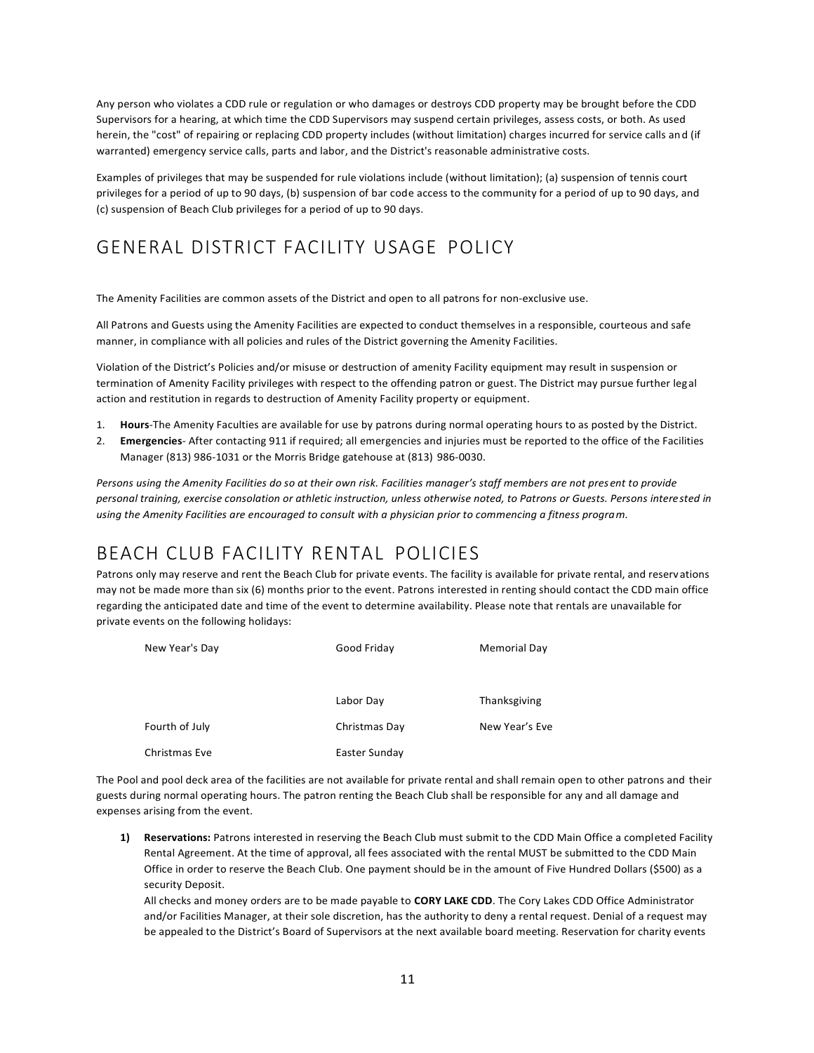Any person who violates a CDD rule or regulation or who damages or destroys CDD property may be brought before the CDD Supervisors for a hearing, at which time the CDD Supervisors may suspend certain privileges, assess costs, or both. As used herein, the "cost" of repairing or replacing CDD property includes (without limitation) charges incurred for service calls and (if warranted) emergency service calls, parts and labor, and the District's reasonable administrative costs.

Examples of privileges that may be suspended for rule violations include (without limitation); (a) suspension of tennis court privileges for a period of up to 90 days, (b) suspension of bar code access to the community for a period of up to 90 days, and (c) suspension of Beach Club privileges for a period of up to 90 days.

# GENERAL DISTRICT FACILITY USAGE POLICY

The Amenity Facilities are common assets of the District and open to all patrons for non-exclusive use.

All Patrons and Guests using the Amenity Facilities are expected to conduct themselves in a responsible, courteous and safe manner, in compliance with all policies and rules of the District governing the Amenity Facilities.

Violation of the District's Policies and/or misuse or destruction of amenity Facility equipment may result in suspension or termination of Amenity Facility privileges with respect to the offending patron or guest. The District may pursue further legal action and restitution in regards to destruction of Amenity Facility property or equipment.

1. **Hours**-The Amenity Faculties are available for use by patrons during normal operating hours to as posted by the District.
2. **Emergencies**- After contacting 911 if required; all emergencies and injuries must be reported to the office of the Facilities Manager (813) 986-1031 or the Morris Bridge gatehouse at (813) 986-0030.

*Persons using the Amenity Facilities do so at their own risk. Facilities manager's staff members are not present to provide personal training, exercise consolation or athletic instruction, unless otherwise noted, to Patrons or Guests. Persons interested in using the Amenity Facilities are encouraged to consult with a physician prior to commencing a fitness program.*

# BEACH CLUB FACILITY RENTAL POLICIES

Patrons only may reserve and rent the Beach Club for private events. The facility is available for private rental, and reservations may not be made more than six (6) months prior to the event. Patrons interested in renting should contact the CDD main office regarding the anticipated date and time of the event to determine availability. Please note that rentals are unavailable for private events on the following holidays:

| | | |
|---|---|---|
| New Year's Day | Good Friday | Memorial Day |
| | Labor Day | Thanksgiving |
| Fourth of July | Christmas Day | New Year's Eve |
| Christmas Eve | Easter Sunday | |

The Pool and pool deck area of the facilities are not available for private rental and shall remain open to other patrons and their guests during normal operating hours. The patron renting the Beach Club shall be responsible for any and all damage and expenses arising from the event.

1) **Reservations:** Patrons interested in reserving the Beach Club must submit to the CDD Main Office a completed Facility Rental Agreement. At the time of approval, all fees associated with the rental MUST be submitted to the CDD Main Office in order to reserve the Beach Club. One payment should be in the amount of Five Hundred Dollars ($500) as a security Deposit.

   All checks and money orders are to be made payable to **CORY LAKE CDD**. The Cory Lakes CDD Office Administrator and/or Facilities Manager, at their sole discretion, has the authority to deny a rental request. Denial of a request may be appealed to the District's Board of Supervisors at the next available board meeting. Reservation for charity events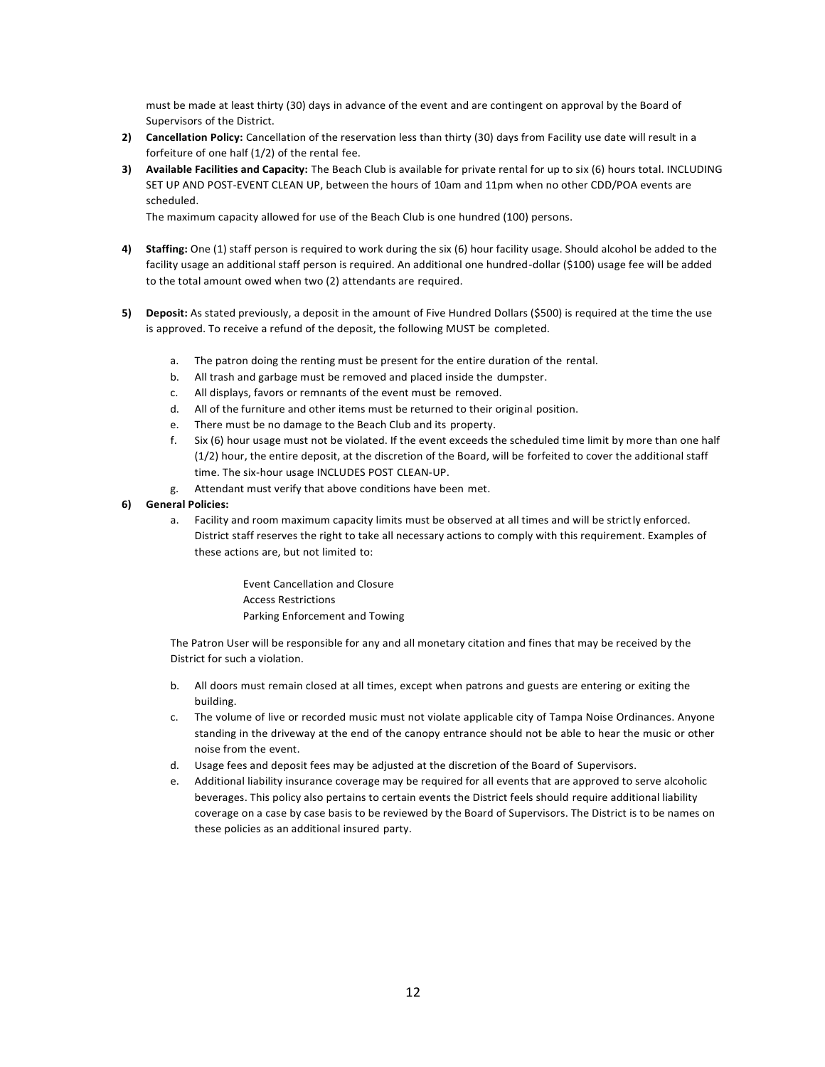must be made at least thirty (30) days in advance of the event and are contingent on approval by the Board of Supervisors of the District.

2) **Cancellation Policy:** Cancellation of the reservation less than thirty (30) days from Facility use date will result in a forfeiture of one half (1/2) of the rental fee.

3) **Available Facilities and Capacity:** The Beach Club is available for private rental for up to six (6) hours total. INCLUDING SET UP AND POST-EVENT CLEAN UP, between the hours of 10am and 11pm when no other CDD/POA events are scheduled.

   The maximum capacity allowed for use of the Beach Club is one hundred (100) persons.

4) **Staffing:** One (1) staff person is required to work during the six (6) hour facility usage. Should alcohol be added to the facility usage an additional staff person is required. An additional one hundred-dollar ($100) usage fee will be added to the total amount owed when two (2) attendants are required.

5) **Deposit:** As stated previously, a deposit in the amount of Five Hundred Dollars ($500) is required at the time the use is approved. To receive a refund of the deposit, the following MUST be completed.

   a. The patron doing the renting must be present for the entire duration of the rental.
   b. All trash and garbage must be removed and placed inside the dumpster.
   c. All displays, favors or remnants of the event must be removed.
   d. All of the furniture and other items must be returned to their original position.
   e. There must be no damage to the Beach Club and its property.
   f. Six (6) hour usage must not be violated. If the event exceeds the scheduled time limit by more than one half (1/2) hour, the entire deposit, at the discretion of the Board, will be forfeited to cover the additional staff time. The six-hour usage INCLUDES POST CLEAN-UP.
   g. Attendant must verify that above conditions have been met.

6) **General Policies:**

   a. Facility and room maximum capacity limits must be observed at all times and will be strictly enforced. District staff reserves the right to take all necessary actions to comply with this requirement. Examples of these actions are, but not limited to:

      Event Cancellation and Closure
      Access Restrictions
      Parking Enforcement and Towing

   The Patron User will be responsible for any and all monetary citation and fines that may be received by the District for such a violation.

   b. All doors must remain closed at all times, except when patrons and guests are entering or exiting the building.
   c. The volume of live or recorded music must not violate applicable city of Tampa Noise Ordinances. Anyone standing in the driveway at the end of the canopy entrance should not be able to hear the music or other noise from the event.
   d. Usage fees and deposit fees may be adjusted at the discretion of the Board of Supervisors.
   e. Additional liability insurance coverage may be required for all events that are approved to serve alcoholic beverages. This policy also pertains to certain events the District feels should require additional liability coverage on a case by case basis to be reviewed by the Board of Supervisors. The District is to be names on these policies as an additional insured party.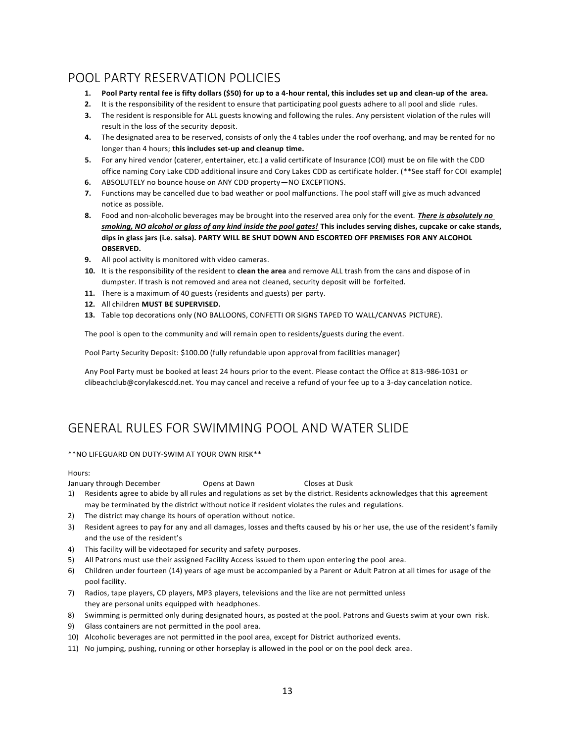## POOL PARTY RESERVATION POLICIES

1. **Pool Party rental fee is fifty dollars ($50) for up to a 4-hour rental, this includes set up and clean-up of the area.**
2. It is the responsibility of the resident to ensure that participating pool guests adhere to all pool and slide rules.
3. The resident is responsible for ALL guests knowing and following the rules. Any persistent violation of the rules will result in the loss of the security deposit.
4. The designated area to be reserved, consists of only the 4 tables under the roof overhang, and may be rented for no longer than 4 hours; **this includes set-up and cleanup time.**
5. For any hired vendor (caterer, entertainer, etc.) a valid certificate of Insurance (COI) must be on file with the CDD office naming Cory Lake CDD additional insure and Cory Lakes CDD as certificate holder. (**See staff for COI example)
6. ABSOLUTELY no bounce house on ANY CDD property—NO EXCEPTIONS.
7. Functions may be cancelled due to bad weather or pool malfunctions. The pool staff will give as much advanced notice as possible.
8. Food and non-alcoholic beverages may be brought into the reserved area only for the event. ***<u>There is absolutely no smoking, NO alcohol or glass of any kind inside the pool gates!</u>*** **This includes serving dishes, cupcake or cake stands, dips in glass jars (i.e. salsa). PARTY WILL BE SHUT DOWN AND ESCORTED OFF PREMISES FOR ANY ALCOHOL OBSERVED.**
9. All pool activity is monitored with video cameras.
10. It is the responsibility of the resident to **clean the area** and remove ALL trash from the cans and dispose of in dumpster. If trash is not removed and area not cleaned, security deposit will be forfeited.
11. There is a maximum of 40 guests (residents and guests) per party.
12. All children **MUST BE SUPERVISED.**
13. Table top decorations only (NO BALLOONS, CONFETTI OR SIGNS TAPED TO WALL/CANVAS PICTURE).

The pool is open to the community and will remain open to residents/guests during the event.

Pool Party Security Deposit: $100.00 (fully refundable upon approval from facilities manager)

Any Pool Party must be booked at least 24 hours prior to the event. Please contact the Office at 813-986-1031 or clibeachclub@corylakescdd.net. You may cancel and receive a refund of your fee up to a 3-day cancelation notice.

## GENERAL RULES FOR SWIMMING POOL AND WATER SLIDE

**NO LIFEGUARD ON DUTY-SWIM AT YOUR OWN RISK**

Hours:

January through December Opens at Dawn Closes at Dusk

1) Residents agree to abide by all rules and regulations as set by the district. Residents acknowledges that this agreement may be terminated by the district without notice if resident violates the rules and regulations.
2) The district may change its hours of operation without notice.
3) Resident agrees to pay for any and all damages, losses and thefts caused by his or her use, the use of the resident's family and the use of the resident's
4) This facility will be videotaped for security and safety purposes.
5) All Patrons must use their assigned Facility Access issued to them upon entering the pool area.
6) Children under fourteen (14) years of age must be accompanied by a Parent or Adult Patron at all times for usage of the pool facility.
7) Radios, tape players, CD players, MP3 players, televisions and the like are not permitted unless they are personal units equipped with headphones.
8) Swimming is permitted only during designated hours, as posted at the pool. Patrons and Guests swim at your own risk.
9) Glass containers are not permitted in the pool area.
10) Alcoholic beverages are not permitted in the pool area, except for District authorized events.
11) No jumping, pushing, running or other horseplay is allowed in the pool or on the pool deck area.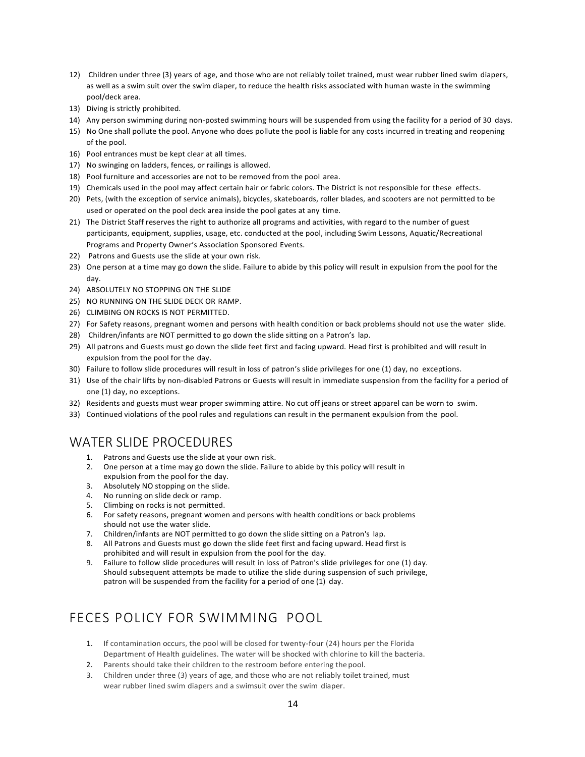12) Children under three (3) years of age, and those who are not reliably toilet trained, must wear rubber lined swim diapers, as well as a swim suit over the swim diaper, to reduce the health risks associated with human waste in the swimming pool/deck area.
13) Diving is strictly prohibited.
14) Any person swimming during non-posted swimming hours will be suspended from using the facility for a period of 30 days.
15) No One shall pollute the pool. Anyone who does pollute the pool is liable for any costs incurred in treating and reopening of the pool.
16) Pool entrances must be kept clear at all times.
17) No swinging on ladders, fences, or railings is allowed.
18) Pool furniture and accessories are not to be removed from the pool area.
19) Chemicals used in the pool may affect certain hair or fabric colors. The District is not responsible for these effects.
20) Pets, (with the exception of service animals), bicycles, skateboards, roller blades, and scooters are not permitted to be used or operated on the pool deck area inside the pool gates at any time.
21) The District Staff reserves the right to authorize all programs and activities, with regard to the number of guest participants, equipment, supplies, usage, etc. conducted at the pool, including Swim Lessons, Aquatic/Recreational Programs and Property Owner's Association Sponsored Events.
22) Patrons and Guests use the slide at your own risk.
23) One person at a time may go down the slide. Failure to abide by this policy will result in expulsion from the pool for the day.
24) ABSOLUTELY NO STOPPING ON THE SLIDE
25) NO RUNNING ON THE SLIDE DECK OR RAMP.
26) CLIMBING ON ROCKS IS NOT PERMITTED.
27) For Safety reasons, pregnant women and persons with health condition or back problems should not use the water slide.
28) Children/infants are NOT permitted to go down the slide sitting on a Patron's lap.
29) All patrons and Guests must go down the slide feet first and facing upward. Head first is prohibited and will result in expulsion from the pool for the day.
30) Failure to follow slide procedures will result in loss of patron's slide privileges for one (1) day, no exceptions.
31) Use of the chair lifts by non-disabled Patrons or Guests will result in immediate suspension from the facility for a period of one (1) day, no exceptions.
32) Residents and guests must wear proper swimming attire. No cut off jeans or street apparel can be worn to swim.
33) Continued violations of the pool rules and regulations can result in the permanent expulsion from the pool.

## WATER SLIDE PROCEDURES

1. Patrons and Guests use the slide at your own risk.
2. One person at a time may go down the slide. Failure to abide by this policy will result in expulsion from the pool for the day.
3. Absolutely NO stopping on the slide.
4. No running on slide deck or ramp.
5. Climbing on rocks is not permitted.
6. For safety reasons, pregnant women and persons with health conditions or back problems should not use the water slide.
7. Children/infants are NOT permitted to go down the slide sitting on a Patron's lap.
8. All Patrons and Guests must go down the slide feet first and facing upward. Head first is prohibited and will result in expulsion from the pool for the day.
9. Failure to follow slide procedures will result in loss of Patron's slide privileges for one (1) day. Should subsequent attempts be made to utilize the slide during suspension of such privilege, patron will be suspended from the facility for a period of one (1) day.

## FECES POLICY FOR SWIMMING POOL

1. If contamination occurs, the pool will be closed for twenty-four (24) hours per the Florida Department of Health guidelines. The water will be shocked with chlorine to kill the bacteria.
2. Parents should take their children to the restroom before entering the pool.
3. Children under three (3) years of age, and those who are not reliably toilet trained, must wear rubber lined swim diapers and a swimsuit over the swim diaper.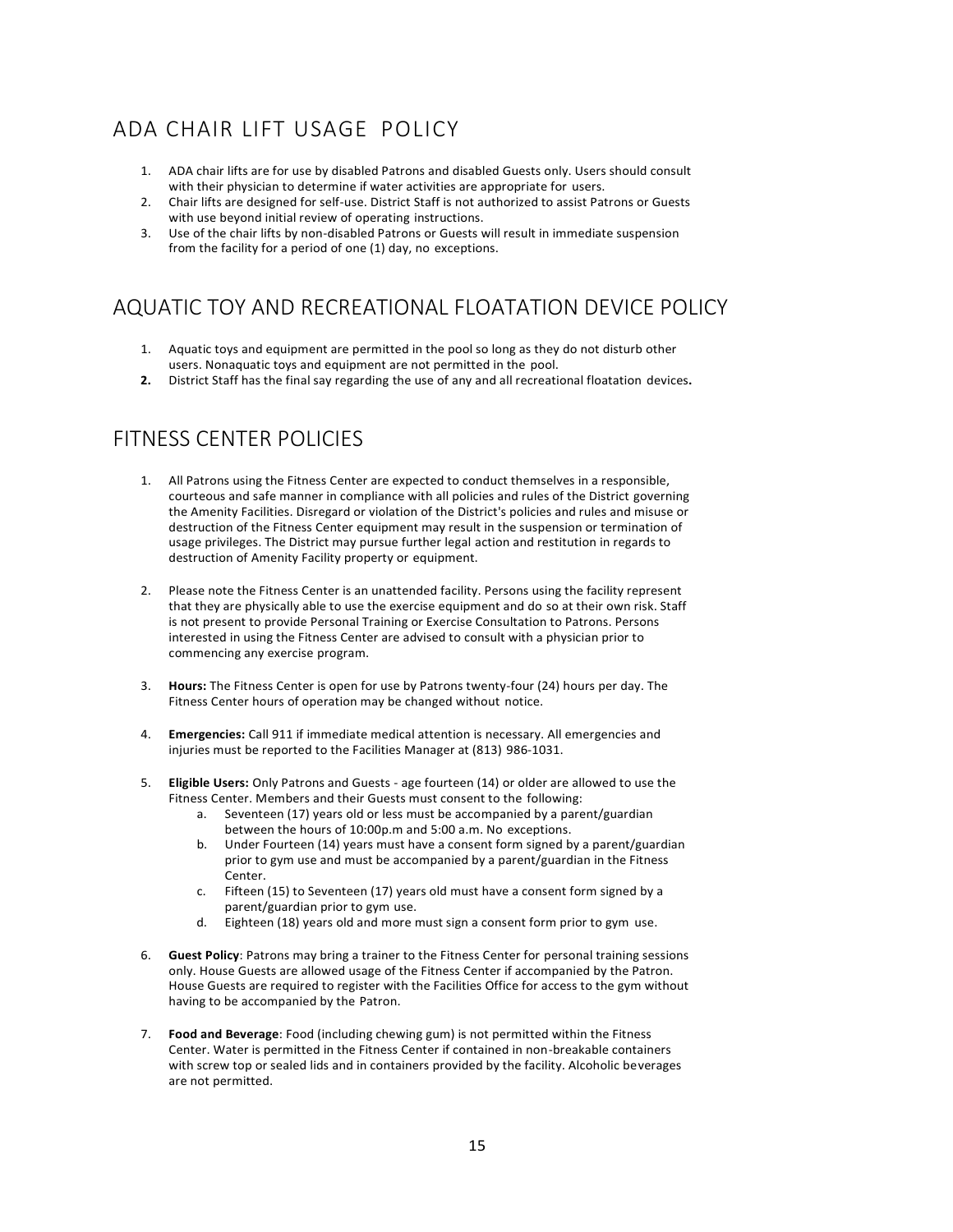## ADA CHAIR LIFT USAGE POLICY

1. ADA chair lifts are for use by disabled Patrons and disabled Guests only. Users should consult with their physician to determine if water activities are appropriate for users.
2. Chair lifts are designed for self-use. District Staff is not authorized to assist Patrons or Guests with use beyond initial review of operating instructions.
3. Use of the chair lifts by non-disabled Patrons or Guests will result in immediate suspension from the facility for a period of one (1) day, no exceptions.

## AQUATIC TOY AND RECREATIONAL FLOATATION DEVICE POLICY

1. Aquatic toys and equipment are permitted in the pool so long as they do not disturb other users. Nonaquatic toys and equipment are not permitted in the pool.
2. District Staff has the final say regarding the use of any and all recreational floatation devices.

## FITNESS CENTER POLICIES

1. All Patrons using the Fitness Center are expected to conduct themselves in a responsible, courteous and safe manner in compliance with all policies and rules of the District governing the Amenity Facilities. Disregard or violation of the District's policies and rules and misuse or destruction of the Fitness Center equipment may result in the suspension or termination of usage privileges. The District may pursue further legal action and restitution in regards to destruction of Amenity Facility property or equipment.

2. Please note the Fitness Center is an unattended facility. Persons using the facility represent that they are physically able to use the exercise equipment and do so at their own risk. Staff is not present to provide Personal Training or Exercise Consultation to Patrons. Persons interested in using the Fitness Center are advised to consult with a physician prior to commencing any exercise program.

3. **Hours:** The Fitness Center is open for use by Patrons twenty-four (24) hours per day. The Fitness Center hours of operation may be changed without notice.

4. **Emergencies:** Call 911 if immediate medical attention is necessary. All emergencies and injuries must be reported to the Facilities Manager at (813) 986-1031.

5. **Eligible Users:** Only Patrons and Guests - age fourteen (14) or older are allowed to use the Fitness Center. Members and their Guests must consent to the following:
    a. Seventeen (17) years old or less must be accompanied by a parent/guardian between the hours of 10:00p.m and 5:00 a.m. No exceptions.
    b. Under Fourteen (14) years must have a consent form signed by a parent/guardian prior to gym use and must be accompanied by a parent/guardian in the Fitness Center.
    c. Fifteen (15) to Seventeen (17) years old must have a consent form signed by a parent/guardian prior to gym use.
    d. Eighteen (18) years old and more must sign a consent form prior to gym use.

6. **Guest Policy**: Patrons may bring a trainer to the Fitness Center for personal training sessions only. House Guests are allowed usage of the Fitness Center if accompanied by the Patron. House Guests are required to register with the Facilities Office for access to the gym without having to be accompanied by the Patron.

7. **Food and Beverage**: Food (including chewing gum) is not permitted within the Fitness Center. Water is permitted in the Fitness Center if contained in non-breakable containers with screw top or sealed lids and in containers provided by the facility. Alcoholic beverages are not permitted.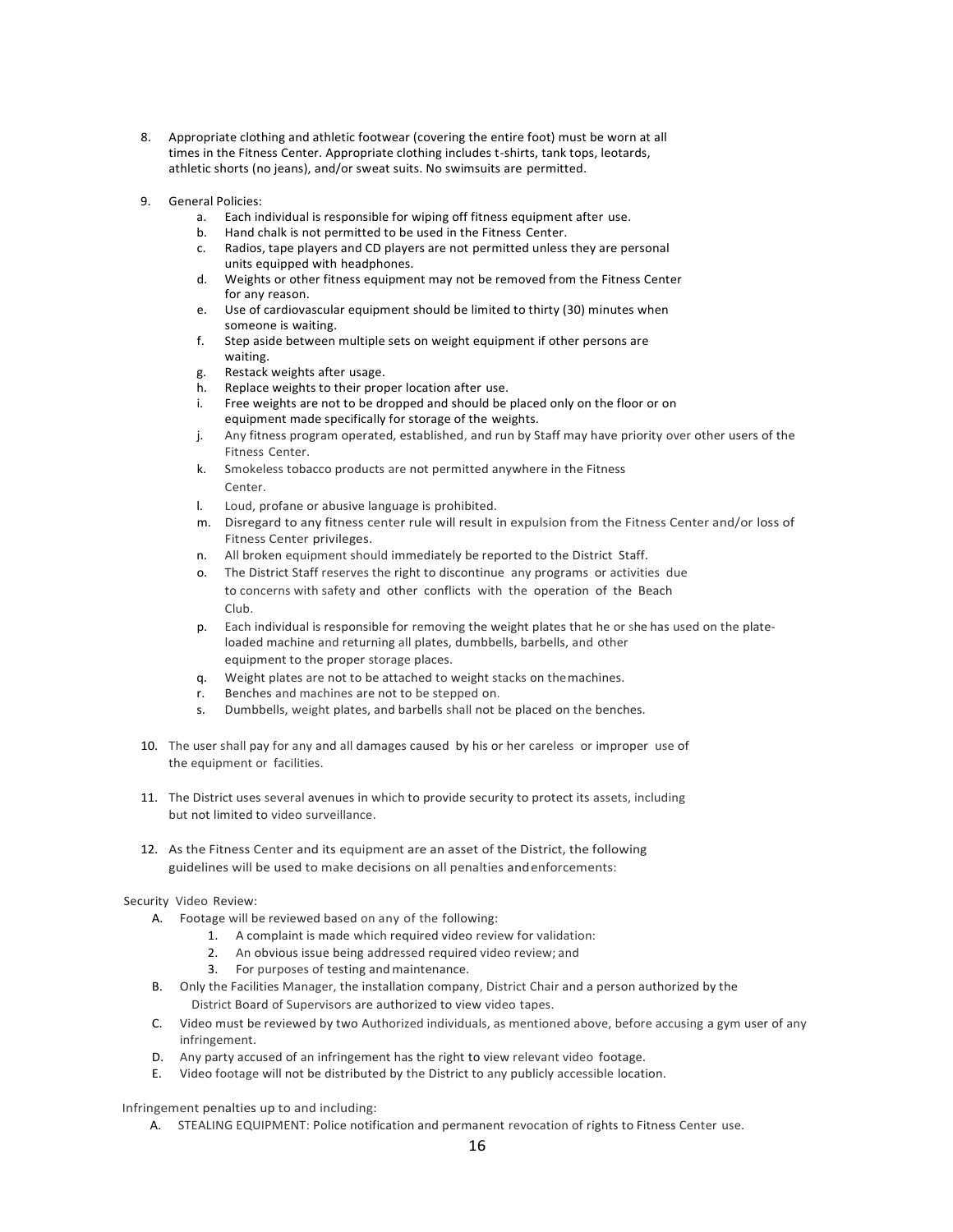8. Appropriate clothing and athletic footwear (covering the entire foot) must be worn at all times in the Fitness Center. Appropriate clothing includes t-shirts, tank tops, leotards, athletic shorts (no jeans), and/or sweat suits. No swimsuits are permitted.

9. General Policies:
   a. Each individual is responsible for wiping off fitness equipment after use.
   b. Hand chalk is not permitted to be used in the Fitness Center.
   c. Radios, tape players and CD players are not permitted unless they are personal units equipped with headphones.
   d. Weights or other fitness equipment may not be removed from the Fitness Center for any reason.
   e. Use of cardiovascular equipment should be limited to thirty (30) minutes when someone is waiting.
   f. Step aside between multiple sets on weight equipment if other persons are waiting.
   g. Restack weights after usage.
   h. Replace weights to their proper location after use.
   i. Free weights are not to be dropped and should be placed only on the floor or on equipment made specifically for storage of the weights.
   j. Any fitness program operated, established, and run by Staff may have priority over other users of the Fitness Center.
   k. Smokeless tobacco products are not permitted anywhere in the Fitness Center.
   l. Loud, profane or abusive language is prohibited.
   m. Disregard to any fitness center rule will result in expulsion from the Fitness Center and/or loss of Fitness Center privileges.
   n. All broken equipment should immediately be reported to the District Staff.
   o. The District Staff reserves the right to discontinue any programs or activities due to concerns with safety and other conflicts with the operation of the Beach Club.
   p. Each individual is responsible for removing the weight plates that he or she has used on the plate-loaded machine and returning all plates, dumbbells, barbells, and other equipment to the proper storage places.
   q. Weight plates are not to be attached to weight stacks on the machines.
   r. Benches and machines are not to be stepped on.
   s. Dumbbells, weight plates, and barbells shall not be placed on the benches.

10. The user shall pay for any and all damages caused by his or her careless or improper use of the equipment or facilities.

11. The District uses several avenues in which to provide security to protect its assets, including but not limited to video surveillance.

12. As the Fitness Center and its equipment are an asset of the District, the following guidelines will be used to make decisions on all penalties and enforcements:

Security Video Review:

A. Footage will be reviewed based on any of the following:
   1. A complaint is made which required video review for validation:
   2. An obvious issue being addressed required video review; and
   3. For purposes of testing and maintenance.
B. Only the Facilities Manager, the installation company, District Chair and a person authorized by the District Board of Supervisors are authorized to view video tapes.
C. Video must be reviewed by two Authorized individuals, as mentioned above, before accusing a gym user of any infringement.
D. Any party accused of an infringement has the right to view relevant video footage.
E. Video footage will not be distributed by the District to any publicly accessible location.

Infringement penalties up to and including:

A. STEALING EQUIPMENT: Police notification and permanent revocation of rights to Fitness Center use.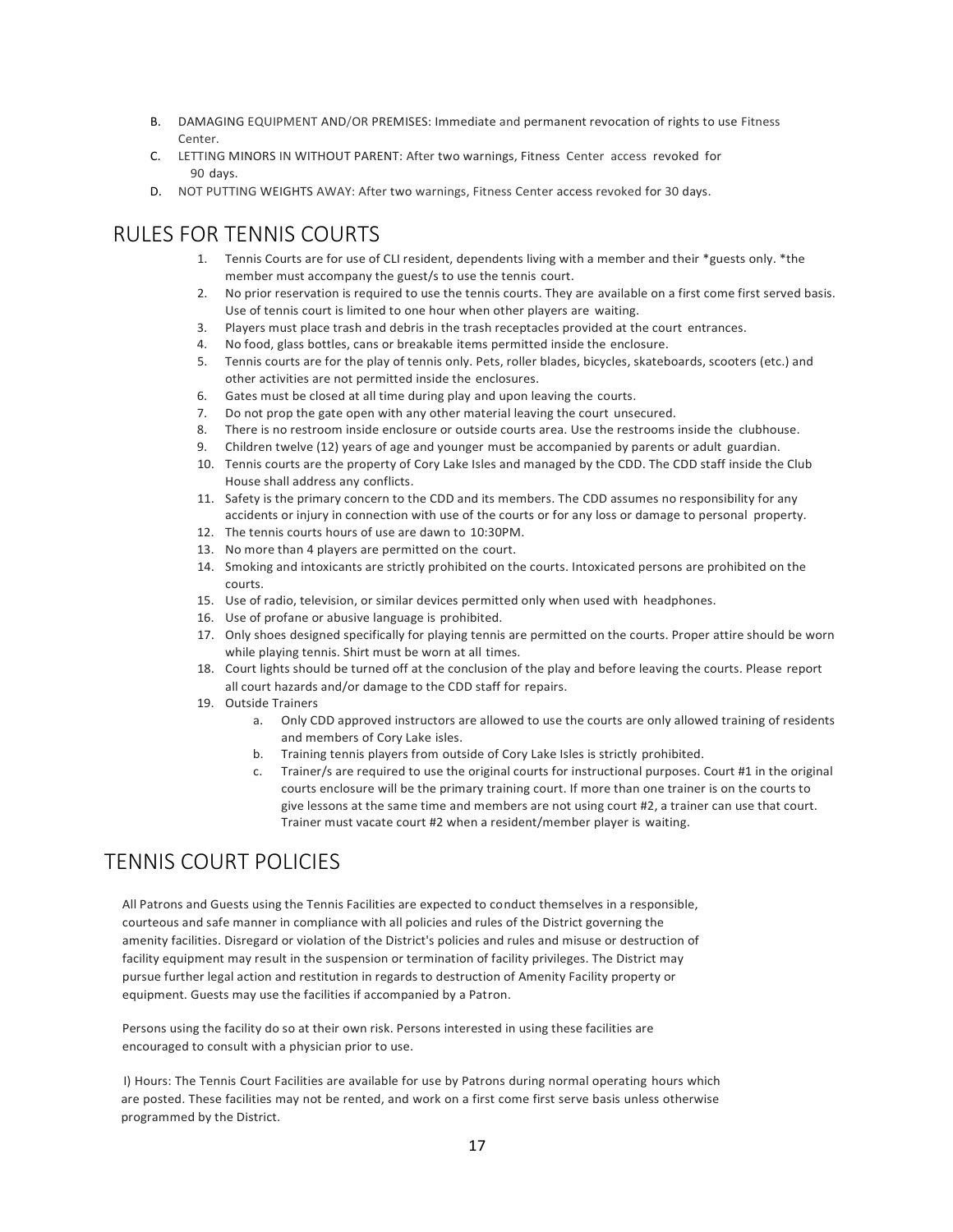B. DAMAGING EQUIPMENT AND/OR PREMISES: Immediate and permanent revocation of rights to use Fitness Center.
C. LETTING MINORS IN WITHOUT PARENT: After two warnings, Fitness Center access revoked for 90 days.
D. NOT PUTTING WEIGHTS AWAY: After two warnings, Fitness Center access revoked for 30 days.

# RULES FOR TENNIS COURTS

1. Tennis Courts are for use of CLI resident, dependents living with a member and their *guests only. *the member must accompany the guest/s to use the tennis court.
2. No prior reservation is required to use the tennis courts. They are available on a first come first served basis. Use of tennis court is limited to one hour when other players are waiting.
3. Players must place trash and debris in the trash receptacles provided at the court entrances.
4. No food, glass bottles, cans or breakable items permitted inside the enclosure.
5. Tennis courts are for the play of tennis only. Pets, roller blades, bicycles, skateboards, scooters (etc.) and other activities are not permitted inside the enclosures.
6. Gates must be closed at all time during play and upon leaving the courts.
7. Do not prop the gate open with any other material leaving the court unsecured.
8. There is no restroom inside enclosure or outside courts area. Use the restrooms inside the clubhouse.
9. Children twelve (12) years of age and younger must be accompanied by parents or adult guardian.
10. Tennis courts are the property of Cory Lake Isles and managed by the CDD. The CDD staff inside the Club House shall address any conflicts.
11. Safety is the primary concern to the CDD and its members. The CDD assumes no responsibility for any accidents or injury in connection with use of the courts or for any loss or damage to personal property.
12. The tennis courts hours of use are dawn to 10:30PM.
13. No more than 4 players are permitted on the court.
14. Smoking and intoxicants are strictly prohibited on the courts. Intoxicated persons are prohibited on the courts.
15. Use of radio, television, or similar devices permitted only when used with headphones.
16. Use of profane or abusive language is prohibited.
17. Only shoes designed specifically for playing tennis are permitted on the courts. Proper attire should be worn while playing tennis. Shirt must be worn at all times.
18. Court lights should be turned off at the conclusion of the play and before leaving the courts. Please report all court hazards and/or damage to the CDD staff for repairs.
19. Outside Trainers
    a. Only CDD approved instructors are allowed to use the courts are only allowed training of residents and members of Cory Lake isles.
    b. Training tennis players from outside of Cory Lake Isles is strictly prohibited.
    c. Trainer/s are required to use the original courts for instructional purposes. Court #1 in the original courts enclosure will be the primary training court. If more than one trainer is on the courts to give lessons at the same time and members are not using court #2, a trainer can use that court. Trainer must vacate court #2 when a resident/member player is waiting.

# TENNIS COURT POLICIES

All Patrons and Guests using the Tennis Facilities are expected to conduct themselves in a responsible, courteous and safe manner in compliance with all policies and rules of the District governing the amenity facilities. Disregard or violation of the District's policies and rules and misuse or destruction of facility equipment may result in the suspension or termination of facility privileges. The District may pursue further legal action and restitution in regards to destruction of Amenity Facility property or equipment. Guests may use the facilities if accompanied by a Patron.

Persons using the facility do so at their own risk. Persons interested in using these facilities are encouraged to consult with a physician prior to use.

I) Hours: The Tennis Court Facilities are available for use by Patrons during normal operating hours which are posted. These facilities may not be rented, and work on a first come first serve basis unless otherwise programmed by the District.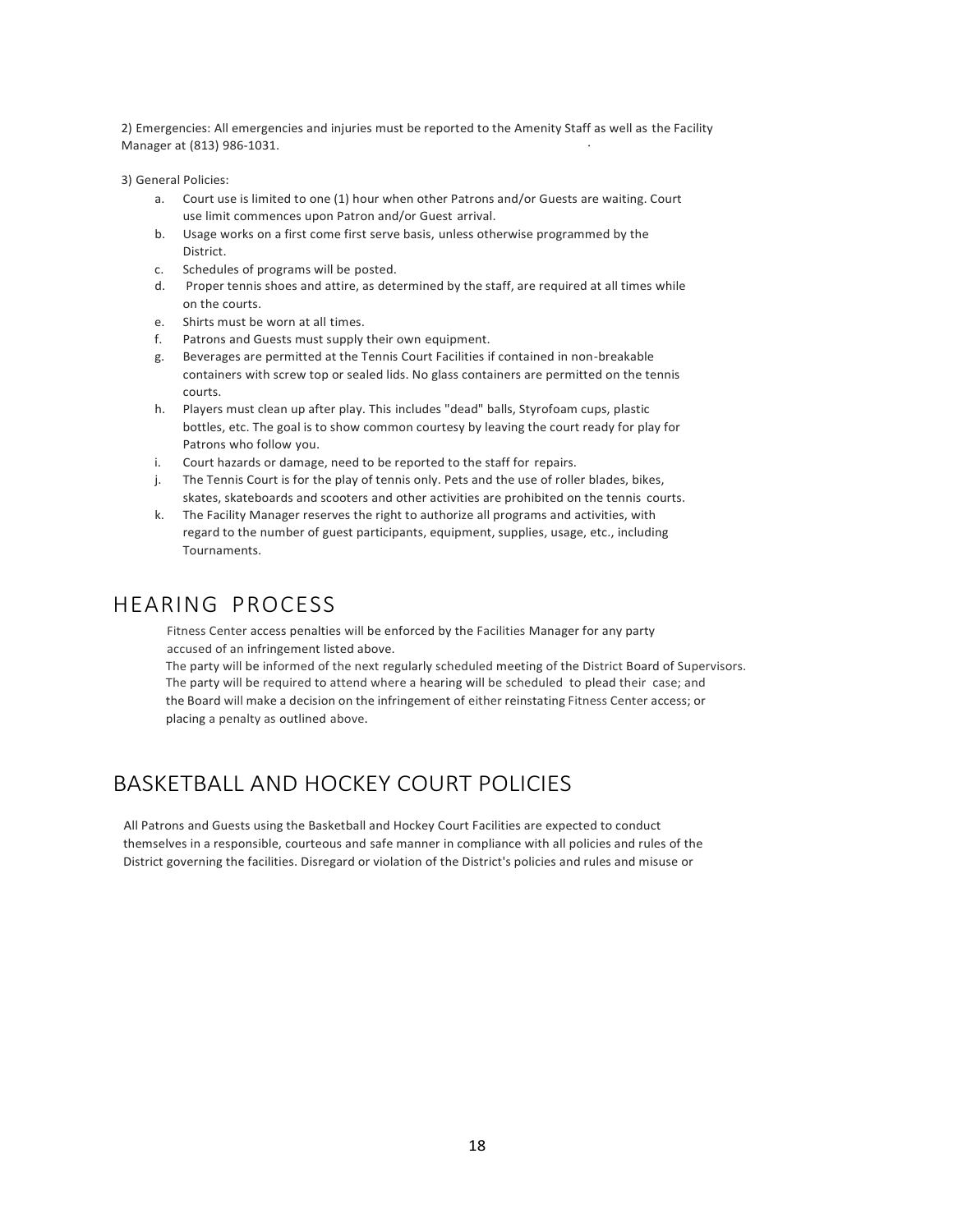2) Emergencies: All emergencies and injuries must be reported to the Amenity Staff as well as the Facility Manager at (813) 986-1031.

3) General Policies:

a. Court use is limited to one (1) hour when other Patrons and/or Guests are waiting. Court use limit commences upon Patron and/or Guest arrival.
b. Usage works on a first come first serve basis, unless otherwise programmed by the District.
c. Schedules of programs will be posted.
d. Proper tennis shoes and attire, as determined by the staff, are required at all times while on the courts.
e. Shirts must be worn at all times.
f. Patrons and Guests must supply their own equipment.
g. Beverages are permitted at the Tennis Court Facilities if contained in non-breakable containers with screw top or sealed lids. No glass containers are permitted on the tennis courts.
h. Players must clean up after play. This includes "dead" balls, Styrofoam cups, plastic bottles, etc. The goal is to show common courtesy by leaving the court ready for play for Patrons who follow you.
i. Court hazards or damage, need to be reported to the staff for repairs.
j. The Tennis Court is for the play of tennis only. Pets and the use of roller blades, bikes, skates, skateboards and scooters and other activities are prohibited on the tennis courts.
k. The Facility Manager reserves the right to authorize all programs and activities, with regard to the number of guest participants, equipment, supplies, usage, etc., including Tournaments.

## HEARING PROCESS

Fitness Center access penalties will be enforced by the Facilities Manager for any party accused of an infringement listed above.
The party will be informed of the next regularly scheduled meeting of the District Board of Supervisors. The party will be required to attend where a hearing will be scheduled to plead their case; and the Board will make a decision on the infringement of either reinstating Fitness Center access; or placing a penalty as outlined above.

## BASKETBALL AND HOCKEY COURT POLICIES

All Patrons and Guests using the Basketball and Hockey Court Facilities are expected to conduct themselves in a responsible, courteous and safe manner in compliance with all policies and rules of the District governing the facilities. Disregard or violation of the District's policies and rules and misuse or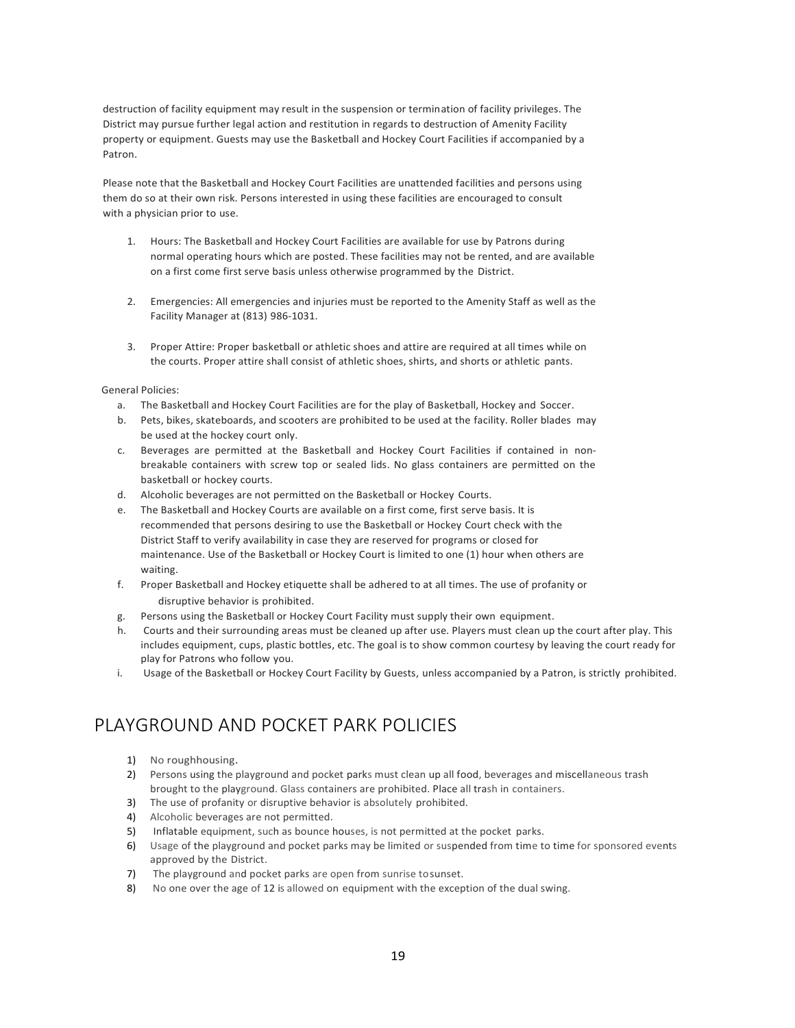destruction of facility equipment may result in the suspension or termination of facility privileges. The District may pursue further legal action and restitution in regards to destruction of Amenity Facility property or equipment. Guests may use the Basketball and Hockey Court Facilities if accompanied by a Patron.

Please note that the Basketball and Hockey Court Facilities are unattended facilities and persons using them do so at their own risk. Persons interested in using these facilities are encouraged to consult with a physician prior to use.

1. Hours: The Basketball and Hockey Court Facilities are available for use by Patrons during normal operating hours which are posted. These facilities may not be rented, and are available on a first come first serve basis unless otherwise programmed by the District.

2. Emergencies: All emergencies and injuries must be reported to the Amenity Staff as well as the Facility Manager at (813) 986-1031.

3. Proper Attire: Proper basketball or athletic shoes and attire are required at all times while on the courts. Proper attire shall consist of athletic shoes, shirts, and shorts or athletic pants.

General Policies:

a. The Basketball and Hockey Court Facilities are for the play of Basketball, Hockey and Soccer.
b. Pets, bikes, skateboards, and scooters are prohibited to be used at the facility. Roller blades may be used at the hockey court only.
c. Beverages are permitted at the Basketball and Hockey Court Facilities if contained in non-breakable containers with screw top or sealed lids. No glass containers are permitted on the basketball or hockey courts.
d. Alcoholic beverages are not permitted on the Basketball or Hockey Courts.
e. The Basketball and Hockey Courts are available on a first come, first serve basis. It is recommended that persons desiring to use the Basketball or Hockey Court check with the District Staff to verify availability in case they are reserved for programs or closed for maintenance. Use of the Basketball or Hockey Court is limited to one (1) hour when others are waiting.
f. Proper Basketball and Hockey etiquette shall be adhered to at all times. The use of profanity or disruptive behavior is prohibited.
g. Persons using the Basketball or Hockey Court Facility must supply their own equipment.
h. Courts and their surrounding areas must be cleaned up after use. Players must clean up the court after play. This includes equipment, cups, plastic bottles, etc. The goal is to show common courtesy by leaving the court ready for play for Patrons who follow you.
i. Usage of the Basketball or Hockey Court Facility by Guests, unless accompanied by a Patron, is strictly prohibited.

# PLAYGROUND AND POCKET PARK POLICIES

1) No roughhousing.
2) Persons using the playground and pocket parks must clean up all food, beverages and miscellaneous trash brought to the playground. Glass containers are prohibited. Place all trash in containers.
3) The use of profanity or disruptive behavior is absolutely prohibited.
4) Alcoholic beverages are not permitted.
5) Inflatable equipment, such as bounce houses, is not permitted at the pocket parks.
6) Usage of the playground and pocket parks may be limited or suspended from time to time for sponsored events approved by the District.
7) The playground and pocket parks are open from sunrise to sunset.
8) No one over the age of 12 is allowed on equipment with the exception of the dual swing.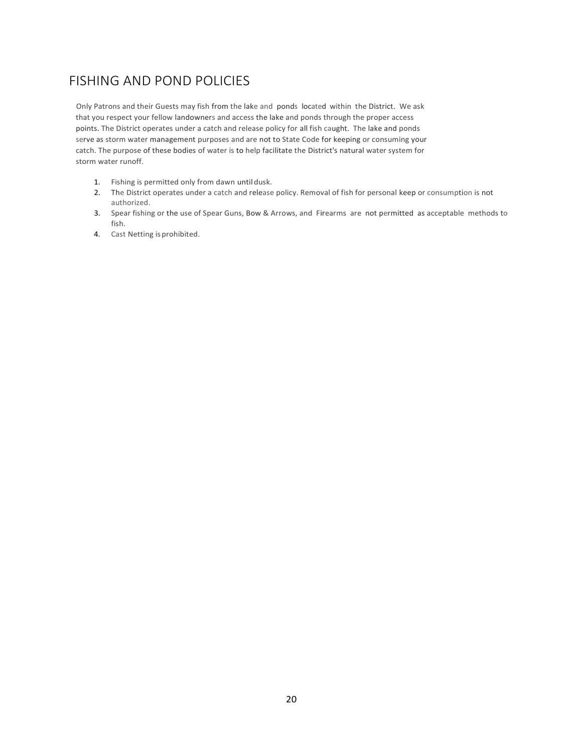# FISHING AND POND POLICIES

Only Patrons and their Guests may fish from the lake and ponds located within the District. We ask that you respect your fellow landowners and access the lake and ponds through the proper access points. The District operates under a catch and release policy for all fish caught. The lake and ponds serve as storm water management purposes and are not to State Code for keeping or consuming your catch. The purpose of these bodies of water is to help facilitate the District's natural water system for storm water runoff.

1. Fishing is permitted only from dawn until dusk.
2. The District operates under a catch and release policy. Removal of fish for personal keep or consumption is not authorized.
3. Spear fishing or the use of Spear Guns, Bow & Arrows, and Firearms are not permitted as acceptable methods to fish.
4. Cast Netting is prohibited.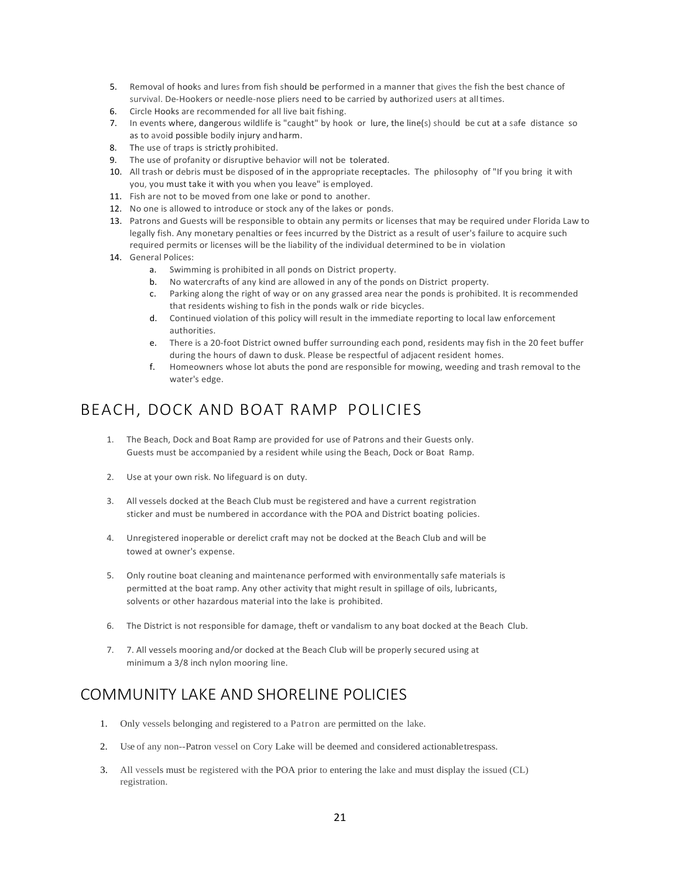5. Removal of hooks and lures from fish should be performed in a manner that gives the fish the best chance of survival. De-Hookers or needle-nose pliers need to be carried by authorized users at all times.
6. Circle Hooks are recommended for all live bait fishing.
7. In events where, dangerous wildlife is "caught" by hook or lure, the line(s) should be cut at a safe distance so as to avoid possible bodily injury and harm.
8. The use of traps is strictly prohibited.
9. The use of profanity or disruptive behavior will not be tolerated.
10. All trash or debris must be disposed of in the appropriate receptacles. The philosophy of "If you bring it with you, you must take it with you when you leave" is employed.
11. Fish are not to be moved from one lake or pond to another.
12. No one is allowed to introduce or stock any of the lakes or ponds.
13. Patrons and Guests will be responsible to obtain any permits or licenses that may be required under Florida Law to legally fish. Any monetary penalties or fees incurred by the District as a result of user's failure to acquire such required permits or licenses will be the liability of the individual determined to be in violation
14. General Polices:
    a. Swimming is prohibited in all ponds on District property.
    b. No watercrafts of any kind are allowed in any of the ponds on District property.
    c. Parking along the right of way or on any grassed area near the ponds is prohibited. It is recommended that residents wishing to fish in the ponds walk or ride bicycles.
    d. Continued violation of this policy will result in the immediate reporting to local law enforcement authorities.
    e. There is a 20-foot District owned buffer surrounding each pond, residents may fish in the 20 feet buffer during the hours of dawn to dusk. Please be respectful of adjacent resident homes.
    f. Homeowners whose lot abuts the pond are responsible for mowing, weeding and trash removal to the water's edge.

## BEACH, DOCK AND BOAT RAMP POLICIES

1. The Beach, Dock and Boat Ramp are provided for use of Patrons and their Guests only. Guests must be accompanied by a resident while using the Beach, Dock or Boat Ramp.

2. Use at your own risk. No lifeguard is on duty.

3. All vessels docked at the Beach Club must be registered and have a current registration sticker and must be numbered in accordance with the POA and District boating policies.

4. Unregistered inoperable or derelict craft may not be docked at the Beach Club and will be towed at owner's expense.

5. Only routine boat cleaning and maintenance performed with environmentally safe materials is permitted at the boat ramp. Any other activity that might result in spillage of oils, lubricants, solvents or other hazardous material into the lake is prohibited.

6. The District is not responsible for damage, theft or vandalism to any boat docked at the Beach Club.

7. 7. All vessels mooring and/or docked at the Beach Club will be properly secured using at minimum a 3/8 inch nylon mooring line.

## COMMUNITY LAKE AND SHORELINE POLICIES

1. Only vessels belonging and registered to a Patron are permitted on the lake.

2. Use of any non--Patron vessel on Cory Lake will be deemed and considered actionable trespass.

3. All vessels must be registered with the POA prior to entering the lake and must display the issued (CL) registration.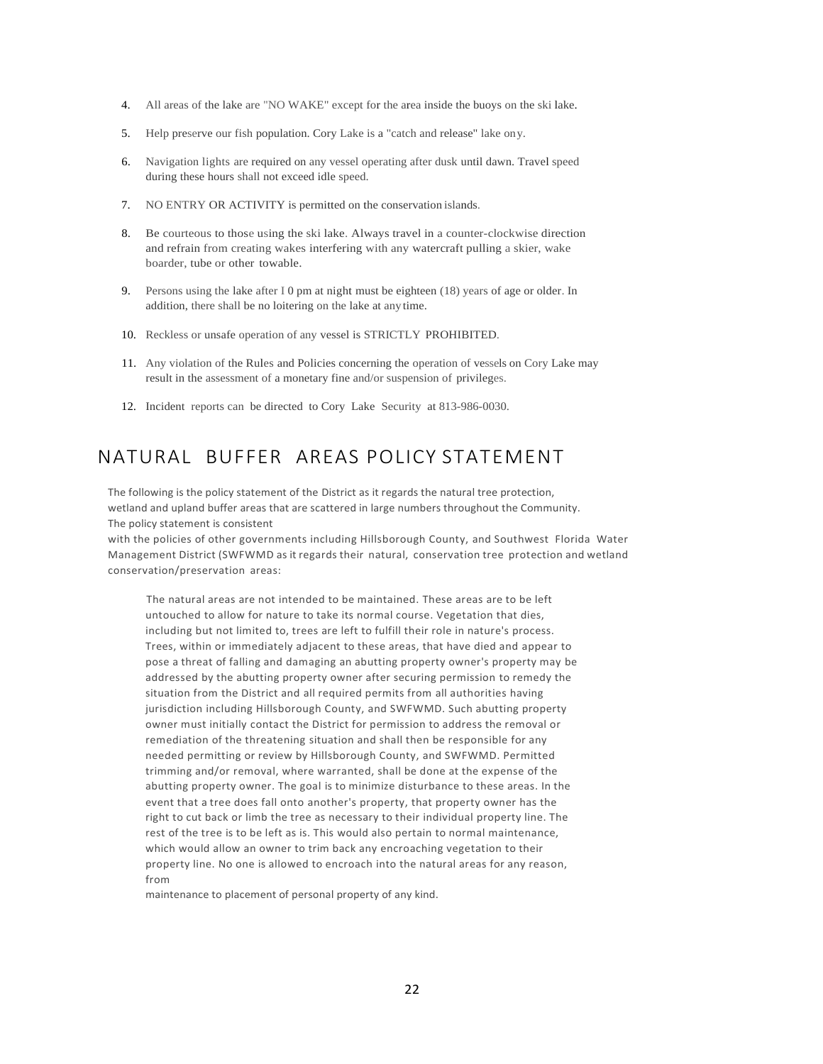4. All areas of the lake are "NO WAKE" except for the area inside the buoys on the ski lake.

5. Help preserve our fish population. Cory Lake is a "catch and release" lake ony.

6. Navigation lights are required on any vessel operating after dusk until dawn. Travel speed during these hours shall not exceed idle speed.

7. NO ENTRY OR ACTIVITY is permitted on the conservation islands.

8. Be courteous to those using the ski lake. Always travel in a counter-clockwise direction and refrain from creating wakes interfering with any watercraft pulling a skier, wake boarder, tube or other towable.

9. Persons using the lake after I 0 pm at night must be eighteen (18) years of age or older. In addition, there shall be no loitering on the lake at any time.

10. Reckless or unsafe operation of any vessel is STRICTLY PROHIBITED.

11. Any violation of the Rules and Policies concerning the operation of vessels on Cory Lake may result in the assessment of a monetary fine and/or suspension of privileges.

12. Incident reports can be directed to Cory Lake Security at 813-986-0030.

## NATURAL BUFFER AREAS POLICY STATEMENT

The following is the policy statement of the District as it regards the natural tree protection, wetland and upland buffer areas that are scattered in large numbers throughout the Community. The policy statement is consistent with the policies of other governments including Hillsborough County, and Southwest Florida Water Management District (SWFWMD as it regards their natural, conservation tree protection and wetland conservation/preservation areas:

> The natural areas are not intended to be maintained. These areas are to be left untouched to allow for nature to take its normal course. Vegetation that dies, including but not limited to, trees are left to fulfill their role in nature's process. Trees, within or immediately adjacent to these areas, that have died and appear to pose a threat of falling and damaging an abutting property owner's property may be addressed by the abutting property owner after securing permission to remedy the situation from the District and all required permits from all authorities having jurisdiction including Hillsborough County, and SWFWMD. Such abutting property owner must initially contact the District for permission to address the removal or remediation of the threatening situation and shall then be responsible for any needed permitting or review by Hillsborough County, and SWFWMD. Permitted trimming and/or removal, where warranted, shall be done at the expense of the abutting property owner. The goal is to minimize disturbance to these areas. In the event that a tree does fall onto another's property, that property owner has the right to cut back or limb the tree as necessary to their individual property line. The rest of the tree is to be left as is. This would also pertain to normal maintenance, which would allow an owner to trim back any encroaching vegetation to their property line. No one is allowed to encroach into the natural areas for any reason, from maintenance to placement of personal property of any kind.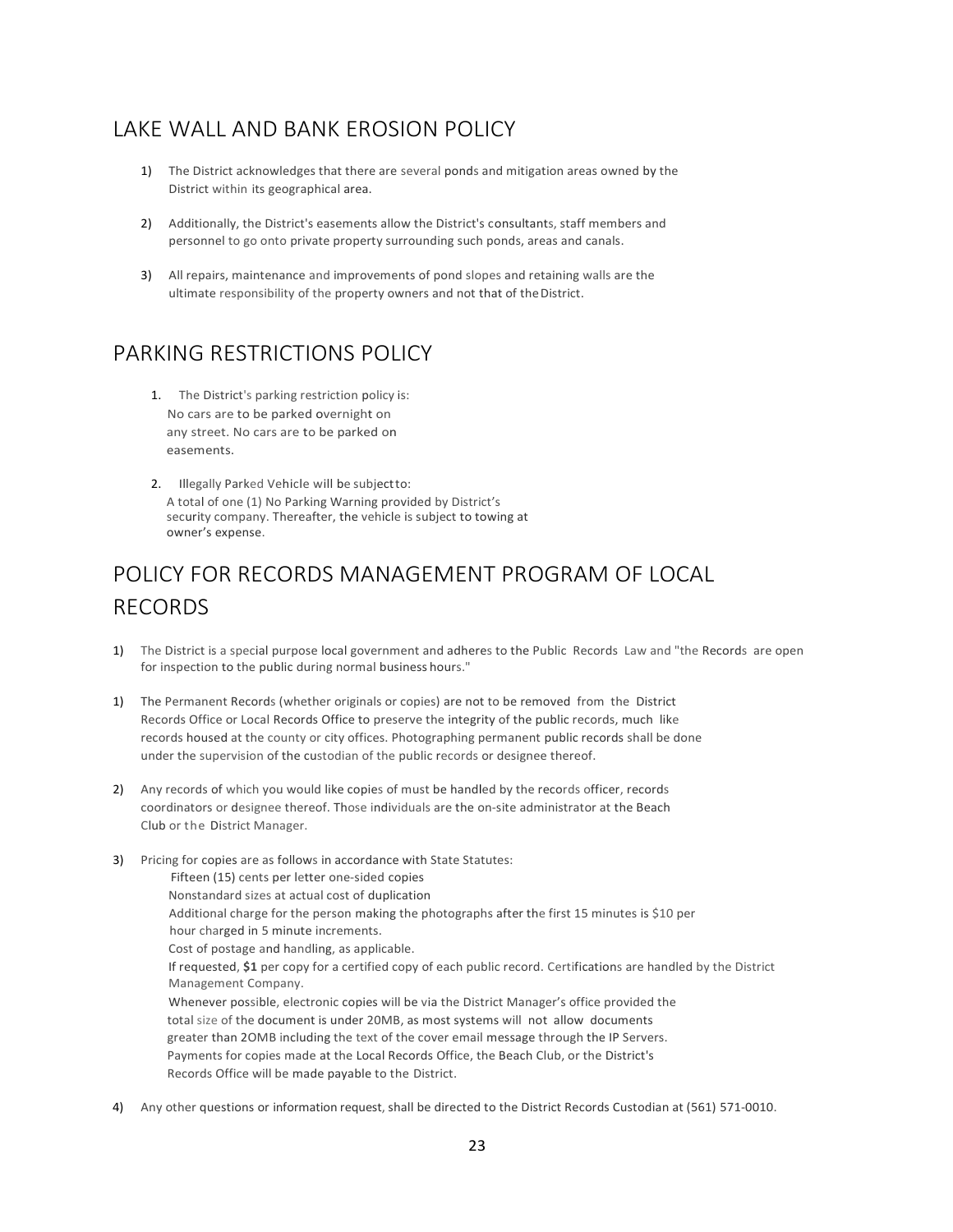## LAKE WALL AND BANK EROSION POLICY

1) The District acknowledges that there are several ponds and mitigation areas owned by the District within its geographical area.

2) Additionally, the District's easements allow the District's consultants, staff members and personnel to go onto private property surrounding such ponds, areas and canals.

3) All repairs, maintenance and improvements of pond slopes and retaining walls are the ultimate responsibility of the property owners and not that of the District.

## PARKING RESTRICTIONS POLICY

1. The District's parking restriction policy is:
   No cars are to be parked overnight on any street. No cars are to be parked on easements.

2. Illegally Parked Vehicle will be subject to:
   A total of one (1) No Parking Warning provided by District's security company. Thereafter, the vehicle is subject to towing at owner's expense.

## POLICY FOR RECORDS MANAGEMENT PROGRAM OF LOCAL RECORDS

1) The District is a special purpose local government and adheres to the Public Records Law and "the Records are open for inspection to the public during normal business hours."

1) The Permanent Records (whether originals or copies) are not to be removed from the District Records Office or Local Records Office to preserve the integrity of the public records, much like records housed at the county or city offices. Photographing permanent public records shall be done under the supervision of the custodian of the public records or designee thereof.

2) Any records of which you would like copies of must be handled by the records officer, records coordinators or designee thereof. Those individuals are the on-site administrator at the Beach Club or the District Manager.

3) Pricing for copies are as follows in accordance with State Statutes:
   Fifteen (15) cents per letter one-sided copies
   Nonstandard sizes at actual cost of duplication
   Additional charge for the person making the photographs after the first 15 minutes is $10 per hour charged in 5 minute increments.
   Cost of postage and handling, as applicable.
   If requested, **$1** per copy for a certified copy of each public record. Certifications are handled by the District Management Company.
   Whenever possible, electronic copies will be via the District Manager's office provided the total size of the document is under 20MB, as most systems will not allow documents greater than 2OMB including the text of the cover email message through the IP Servers.
   Payments for copies made at the Local Records Office, the Beach Club, or the District's Records Office will be made payable to the District.

4) Any other questions or information request, shall be directed to the District Records Custodian at (561) 571-0010.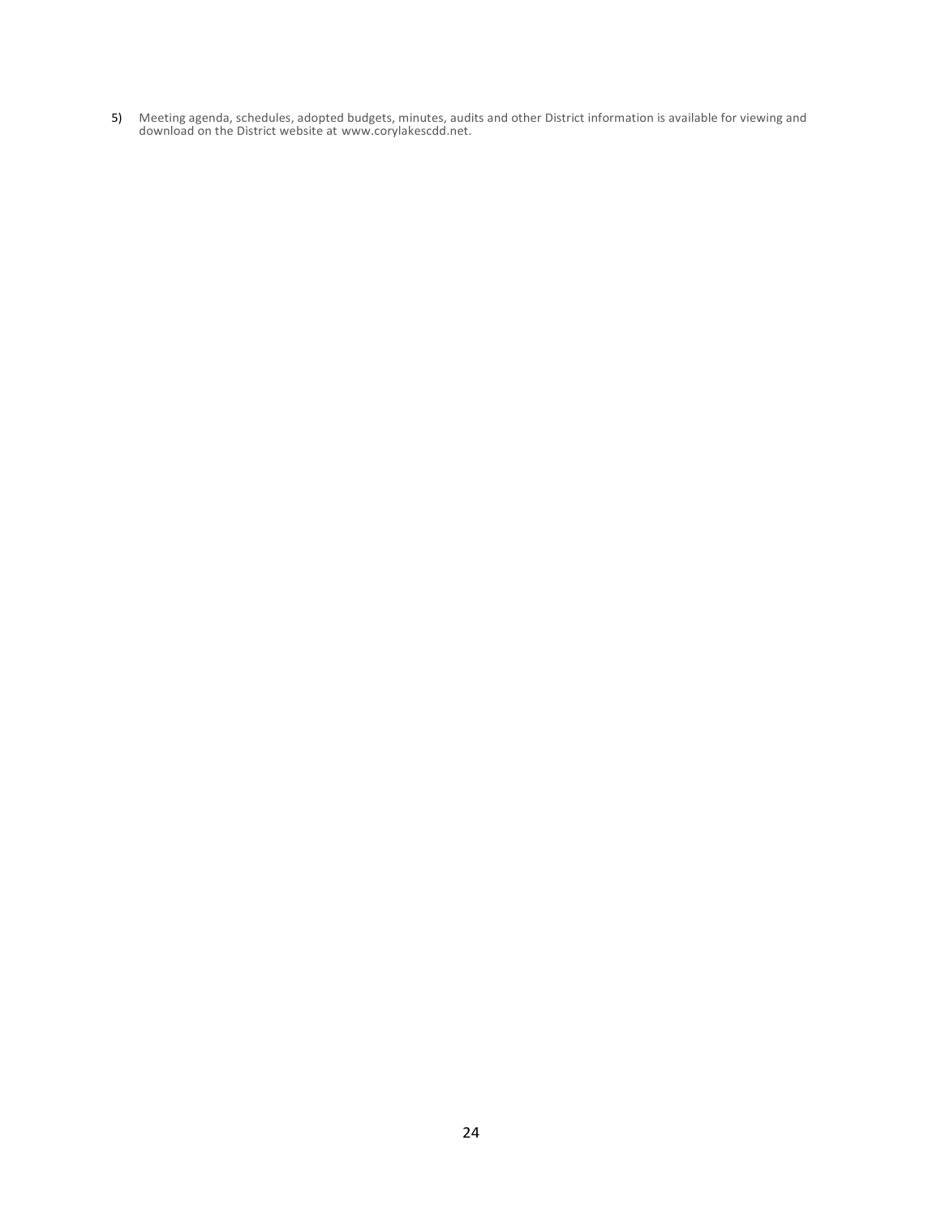5) Meeting agenda, schedules, adopted budgets, minutes, audits and other District information is available for viewing and download on the District website at www.corylakescdd.net.